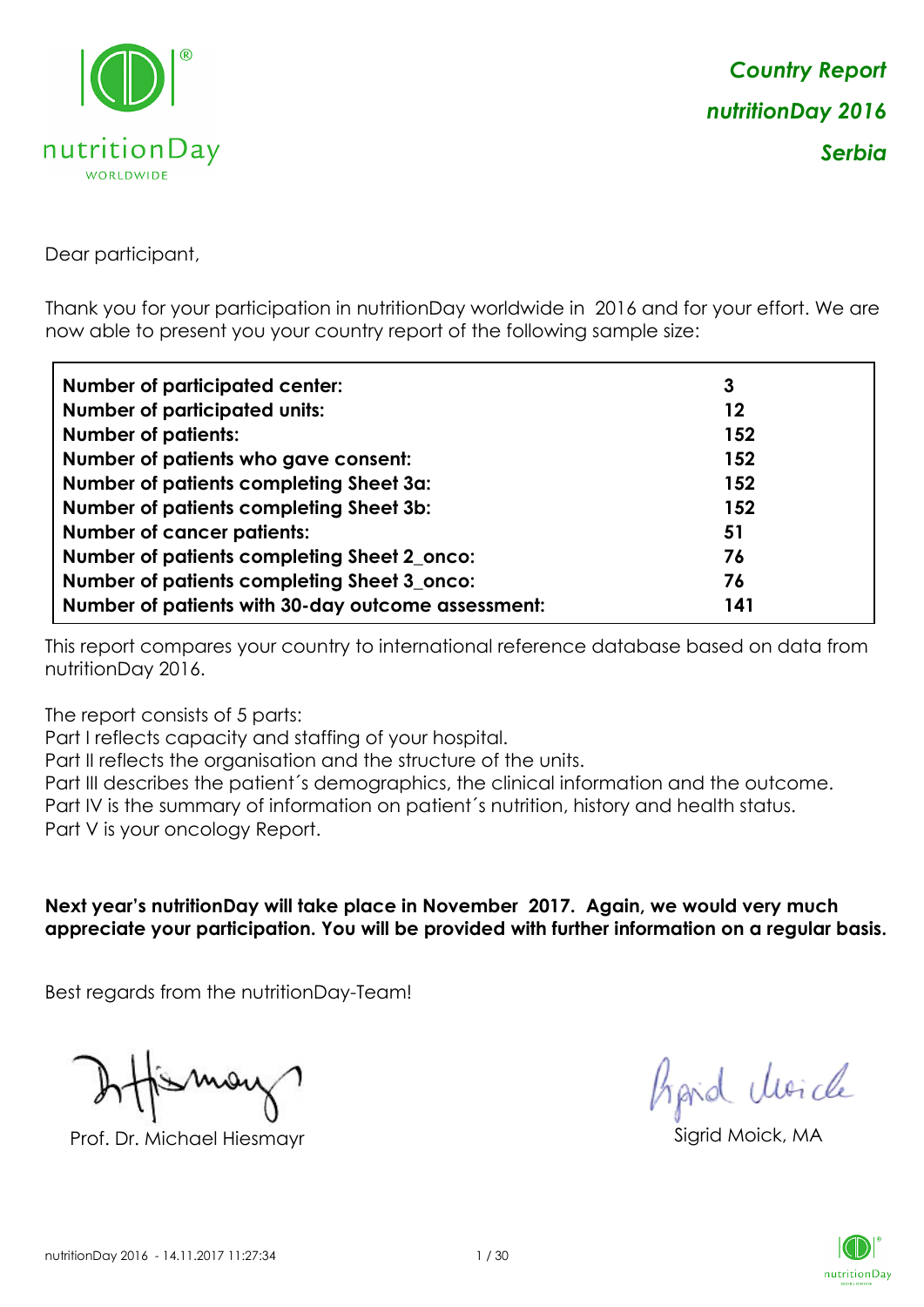*Country Report*
*nutritionDay 2016*
*Serbia*

Dear participant,

Thank you for your participation in nutritionDay worldwide in 2016 and for your effort. We are now able to present you your country report of the following sample size:

| | |
|---|---|
| **Number of participated center:** | **3** |
| **Number of participated units:** | **12** |
| **Number of patients:** | **152** |
| **Number of patients who gave consent:** | **152** |
| **Number of patients completing Sheet 3a:** | **152** |
| **Number of patients completing Sheet 3b:** | **152** |
| **Number of cancer patients:** | **51** |
| **Number of patients completing Sheet 2_onco:** | **76** |
| **Number of patients completing Sheet 3_onco:** | **76** |
| **Number of patients with 30-day outcome assessment:** | **141** |

This report compares your country to international reference database based on data from nutritionDay 2016.

The report consists of 5 parts:
Part I reflects capacity and staffing of your hospital.
Part II reflects the organisation and the structure of the units.
Part III describes the patient´s demographics, the clinical information and the outcome.
Part IV is the summary of information on patient´s nutrition, history and health status.
Part V is your oncology Report.

**Next year's nutritionDay will take place in November 2017. Again, we would very much appreciate your participation. You will be provided with further information on a regular basis.**

Best regards from the nutritionDay-Team!

Prof. Dr. Michael Hiesmayr

Sigrid Moick, MA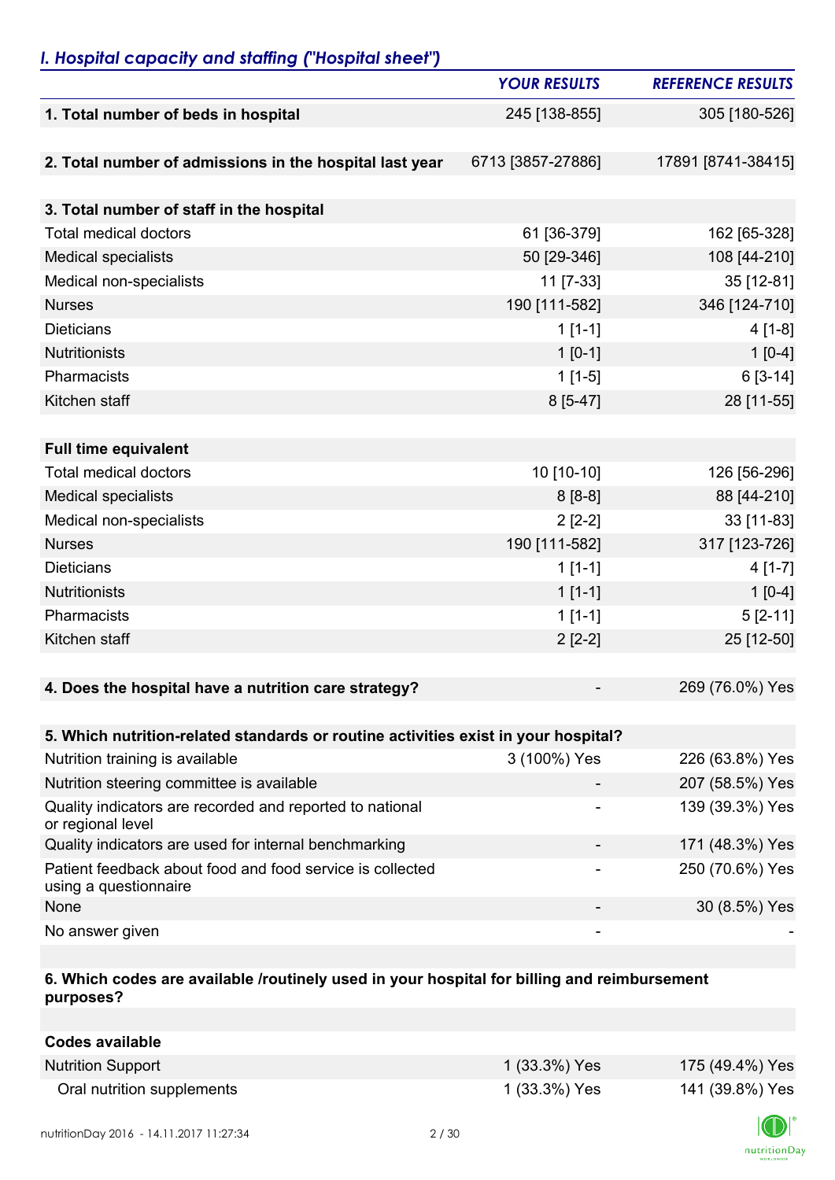## *I. Hospital capacity and staffing ("Hospital sheet")*

| | YOUR RESULTS | REFERENCE RESULTS |
|---|---|---|
| **1. Total number of beds in hospital** | 245 [138-855] | 305 [180-526] |
| | | |
| **2. Total number of admissions in the hospital last year** | 6713 [3857-27886] | 17891 [8741-38415] |
| | | |
| **3. Total number of staff in the hospital** | | |
| Total medical doctors | 61 [36-379] | 162 [65-328] |
| Medical specialists | 50 [29-346] | 108 [44-210] |
| Medical non-specialists | 11 [7-33] | 35 [12-81] |
| Nurses | 190 [111-582] | 346 [124-710] |
| Dieticians | 1 [1-1] | 4 [1-8] |
| Nutritionists | 1 [0-1] | 1 [0-4] |
| Pharmacists | 1 [1-5] | 6 [3-14] |
| Kitchen staff | 8 [5-47] | 28 [11-55] |
| | | |
| **Full time equivalent** | | |
| Total medical doctors | 10 [10-10] | 126 [56-296] |
| Medical specialists | 8 [8-8] | 88 [44-210] |
| Medical non-specialists | 2 [2-2] | 33 [11-83] |
| Nurses | 190 [111-582] | 317 [123-726] |
| Dieticians | 1 [1-1] | 4 [1-7] |
| Nutritionists | 1 [1-1] | 1 [0-4] |
| Pharmacists | 1 [1-1] | 5 [2-11] |
| Kitchen staff | 2 [2-2] | 25 [12-50] |
| | | |
| **4. Does the hospital have a nutrition care strategy?** | - | 269 (76.0%) Yes |
| | | |
| **5. Which nutrition-related standards or routine activities exist in your hospital?** | | |
| Nutrition training is available | 3 (100%) Yes | 226 (63.8%) Yes |
| Nutrition steering committee is available | - | 207 (58.5%) Yes |
| Quality indicators are recorded and reported to national or regional level | - | 139 (39.3%) Yes |
| Quality indicators are used for internal benchmarking | - | 171 (48.3%) Yes |
| Patient feedback about food and food service is collected using a questionnaire | - | 250 (70.6%) Yes |
| None | - | 30 (8.5%) Yes |
| No answer given | - | - |
| | | |
| **6. Which codes are available /routinely used in your hospital for billing and reimbursement purposes?** | | |
| | | |
| **Codes available** | | |
| Nutrition Support | 1 (33.3%) Yes | 175 (49.4%) Yes |
| Oral nutrition supplements | 1 (33.3%) Yes | 141 (39.8%) Yes |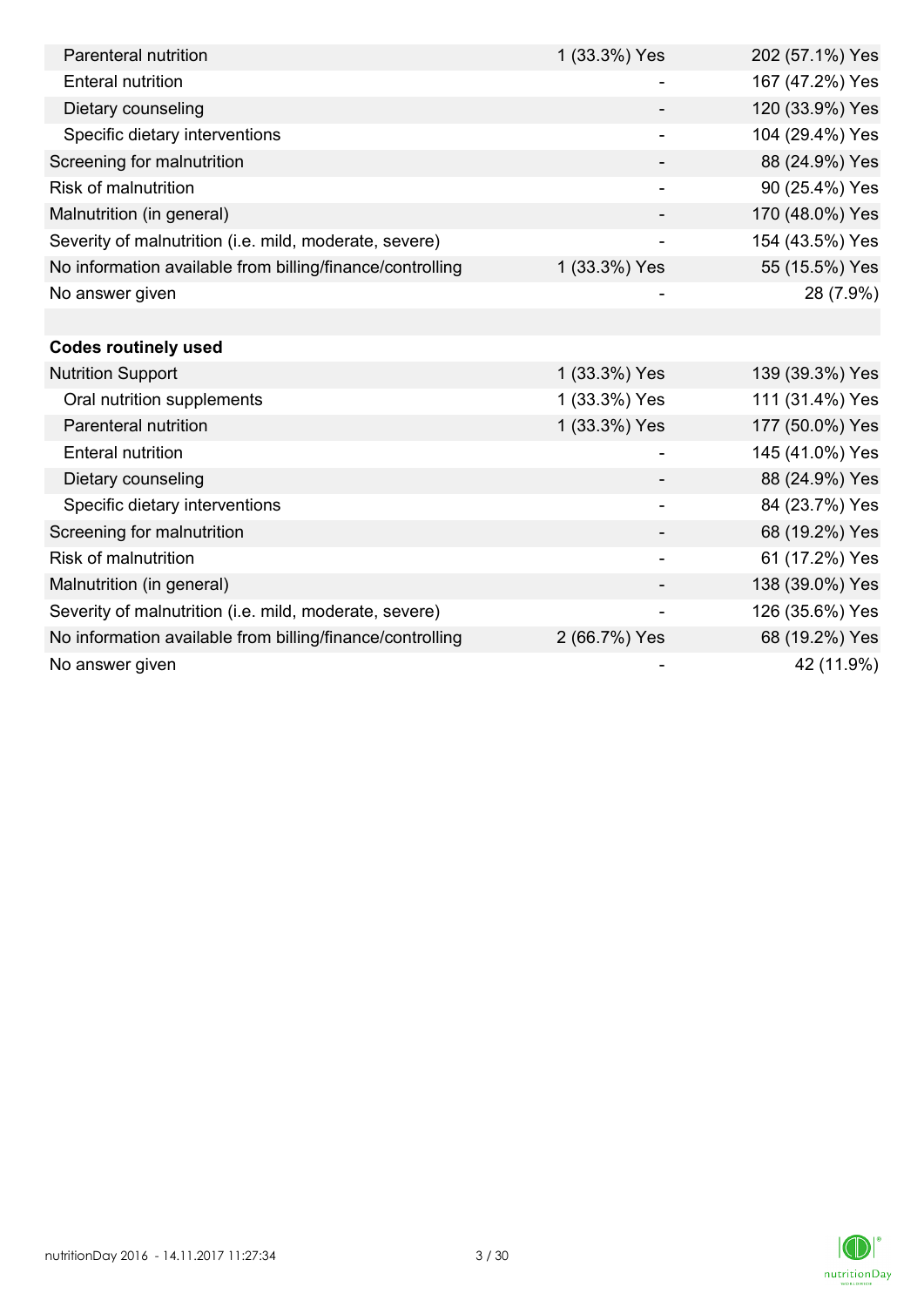| | | |
|---|---|---|
| Parenteral nutrition | 1 (33.3%) Yes | 202 (57.1%) Yes |
| Enteral nutrition | - | 167 (47.2%) Yes |
| Dietary counseling | - | 120 (33.9%) Yes |
| Specific dietary interventions | - | 104 (29.4%) Yes |
| Screening for malnutrition | - | 88 (24.9%) Yes |
| Risk of malnutrition | - | 90 (25.4%) Yes |
| Malnutrition (in general) | - | 170 (48.0%) Yes |
| Severity of malnutrition (i.e. mild, moderate, severe) | - | 154 (43.5%) Yes |
| No information available from billing/finance/controlling | 1 (33.3%) Yes | 55 (15.5%) Yes |
| No answer given | - | 28 (7.9%) |
| | | |
| **Codes routinely used** | | |
| Nutrition Support | 1 (33.3%) Yes | 139 (39.3%) Yes |
| Oral nutrition supplements | 1 (33.3%) Yes | 111 (31.4%) Yes |
| Parenteral nutrition | 1 (33.3%) Yes | 177 (50.0%) Yes |
| Enteral nutrition | - | 145 (41.0%) Yes |
| Dietary counseling | - | 88 (24.9%) Yes |
| Specific dietary interventions | - | 84 (23.7%) Yes |
| Screening for malnutrition | - | 68 (19.2%) Yes |
| Risk of malnutrition | - | 61 (17.2%) Yes |
| Malnutrition (in general) | - | 138 (39.0%) Yes |
| Severity of malnutrition (i.e. mild, moderate, severe) | - | 126 (35.6%) Yes |
| No information available from billing/finance/controlling | 2 (66.7%) Yes | 68 (19.2%) Yes |
| No answer given | - | 42 (11.9%) |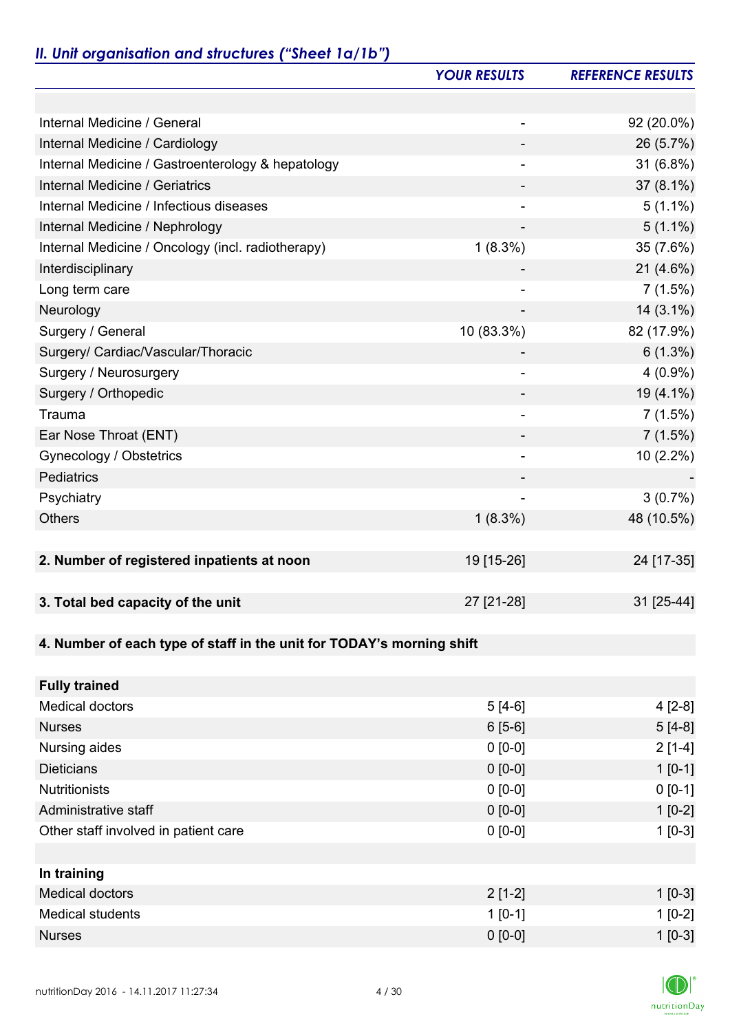## *II. Unit organisation and structures ("Sheet 1a/1b")*

| | YOUR RESULTS | REFERENCE RESULTS |
|---|---|---|
| | | |
| Internal Medicine / General | - | 92 (20.0%) |
| Internal Medicine / Cardiology | - | 26 (5.7%) |
| Internal Medicine / Gastroenterology & hepatology | - | 31 (6.8%) |
| Internal Medicine / Geriatrics | - | 37 (8.1%) |
| Internal Medicine / Infectious diseases | - | 5 (1.1%) |
| Internal Medicine / Nephrology | - | 5 (1.1%) |
| Internal Medicine / Oncology (incl. radiotherapy) | 1 (8.3%) | 35 (7.6%) |
| Interdisciplinary | - | 21 (4.6%) |
| Long term care | - | 7 (1.5%) |
| Neurology | - | 14 (3.1%) |
| Surgery / General | 10 (83.3%) | 82 (17.9%) |
| Surgery/ Cardiac/Vascular/Thoracic | - | 6 (1.3%) |
| Surgery / Neurosurgery | - | 4 (0.9%) |
| Surgery / Orthopedic | - | 19 (4.1%) |
| Trauma | - | 7 (1.5%) |
| Ear Nose Throat (ENT) | - | 7 (1.5%) |
| Gynecology / Obstetrics | - | 10 (2.2%) |
| Pediatrics | - | - |
| Psychiatry | - | 3 (0.7%) |
| Others | 1 (8.3%) | 48 (10.5%) |
| | | |
| **2. Number of registered inpatients at noon** | 19 [15-26] | 24 [17-35] |
| | | |
| **3. Total bed capacity of the unit** | 27 [21-28] | 31 [25-44] |
| | | |
| **4. Number of each type of staff in the unit for TODAY's morning shift** | | |
| | | |
| **Fully trained** | | |
| Medical doctors | 5 [4-6] | 4 [2-8] |
| Nurses | 6 [5-6] | 5 [4-8] |
| Nursing aides | 0 [0-0] | 2 [1-4] |
| Dieticians | 0 [0-0] | 1 [0-1] |
| Nutritionists | 0 [0-0] | 0 [0-1] |
| Administrative staff | 0 [0-0] | 1 [0-2] |
| Other staff involved in patient care | 0 [0-0] | 1 [0-3] |
| | | |
| **In training** | | |
| Medical doctors | 2 [1-2] | 1 [0-3] |
| Medical students | 1 [0-1] | 1 [0-2] |
| Nurses | 0 [0-0] | 1 [0-3] |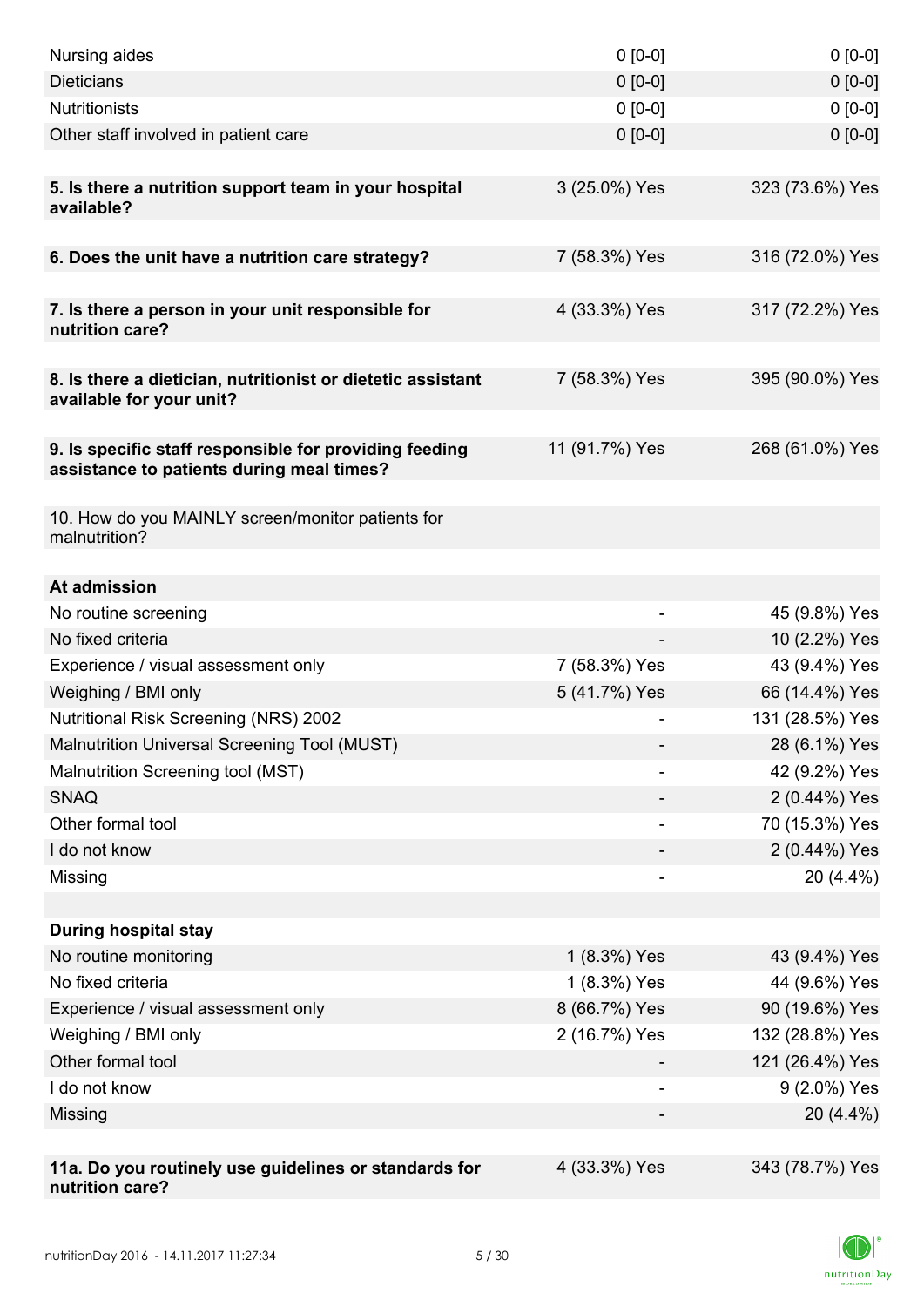| | | |
|---|---|---|
| Nursing aides | 0 [0-0] | 0 [0-0] |
| Dieticians | 0 [0-0] | 0 [0-0] |
| Nutritionists | 0 [0-0] | 0 [0-0] |
| Other staff involved in patient care | 0 [0-0] | 0 [0-0] |
| | | |
| **5. Is there a nutrition support team in your hospital available?** | 3 (25.0%) Yes | 323 (73.6%) Yes |
| | | |
| **6. Does the unit have a nutrition care strategy?** | 7 (58.3%) Yes | 316 (72.0%) Yes |
| | | |
| **7. Is there a person in your unit responsible for nutrition care?** | 4 (33.3%) Yes | 317 (72.2%) Yes |
| | | |
| **8. Is there a dietician, nutritionist or dietetic assistant available for your unit?** | 7 (58.3%) Yes | 395 (90.0%) Yes |
| | | |
| **9. Is specific staff responsible for providing feeding assistance to patients during meal times?** | 11 (91.7%) Yes | 268 (61.0%) Yes |
| | | |
| 10. How do you MAINLY screen/monitor patients for malnutrition? | | |
| | | |
| **At admission** | | |
| No routine screening | - | 45 (9.8%) Yes |
| No fixed criteria | - | 10 (2.2%) Yes |
| Experience / visual assessment only | 7 (58.3%) Yes | 43 (9.4%) Yes |
| Weighing / BMI only | 5 (41.7%) Yes | 66 (14.4%) Yes |
| Nutritional Risk Screening (NRS) 2002 | - | 131 (28.5%) Yes |
| Malnutrition Universal Screening Tool (MUST) | - | 28 (6.1%) Yes |
| Malnutrition Screening tool (MST) | - | 42 (9.2%) Yes |
| SNAQ | - | 2 (0.44%) Yes |
| Other formal tool | - | 70 (15.3%) Yes |
| I do not know | - | 2 (0.44%) Yes |
| Missing | - | 20 (4.4%) |
| | | |
| **During hospital stay** | | |
| No routine monitoring | 1 (8.3%) Yes | 43 (9.4%) Yes |
| No fixed criteria | 1 (8.3%) Yes | 44 (9.6%) Yes |
| Experience / visual assessment only | 8 (66.7%) Yes | 90 (19.6%) Yes |
| Weighing / BMI only | 2 (16.7%) Yes | 132 (28.8%) Yes |
| Other formal tool | - | 121 (26.4%) Yes |
| I do not know | - | 9 (2.0%) Yes |
| Missing | - | 20 (4.4%) |
| | | |
| **11a. Do you routinely use guidelines or standards for nutrition care?** | 4 (33.3%) Yes | 343 (78.7%) Yes |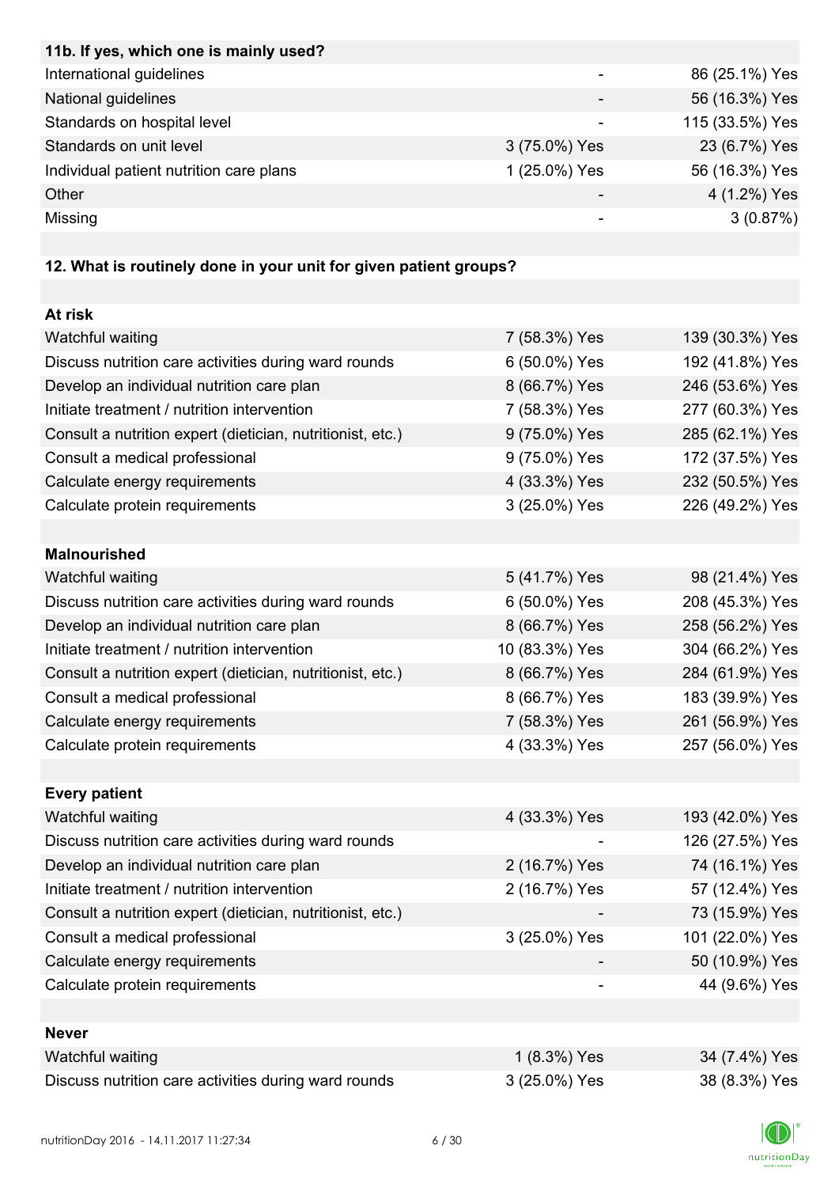| 11b. If yes, which one is mainly used? | | |
|---|---|---|
| International guidelines | - | 86 (25.1%) Yes |
| National guidelines | - | 56 (16.3%) Yes |
| Standards on hospital level | - | 115 (33.5%) Yes |
| Standards on unit level | 3 (75.0%) Yes | 23 (6.7%) Yes |
| Individual patient nutrition care plans | 1 (25.0%) Yes | 56 (16.3%) Yes |
| Other | - | 4 (1.2%) Yes |
| Missing | - | 3 (0.87%) |

| 12. What is routinely done in your unit for given patient groups? | | |
|---|---|---|
| **At risk** | | |
| Watchful waiting | 7 (58.3%) Yes | 139 (30.3%) Yes |
| Discuss nutrition care activities during ward rounds | 6 (50.0%) Yes | 192 (41.8%) Yes |
| Develop an individual nutrition care plan | 8 (66.7%) Yes | 246 (53.6%) Yes |
| Initiate treatment / nutrition intervention | 7 (58.3%) Yes | 277 (60.3%) Yes |
| Consult a nutrition expert (dietician, nutritionist, etc.) | 9 (75.0%) Yes | 285 (62.1%) Yes |
| Consult a medical professional | 9 (75.0%) Yes | 172 (37.5%) Yes |
| Calculate energy requirements | 4 (33.3%) Yes | 232 (50.5%) Yes |
| Calculate protein requirements | 3 (25.0%) Yes | 226 (49.2%) Yes |
| **Malnourished** | | |
| Watchful waiting | 5 (41.7%) Yes | 98 (21.4%) Yes |
| Discuss nutrition care activities during ward rounds | 6 (50.0%) Yes | 208 (45.3%) Yes |
| Develop an individual nutrition care plan | 8 (66.7%) Yes | 258 (56.2%) Yes |
| Initiate treatment / nutrition intervention | 10 (83.3%) Yes | 304 (66.2%) Yes |
| Consult a nutrition expert (dietician, nutritionist, etc.) | 8 (66.7%) Yes | 284 (61.9%) Yes |
| Consult a medical professional | 8 (66.7%) Yes | 183 (39.9%) Yes |
| Calculate energy requirements | 7 (58.3%) Yes | 261 (56.9%) Yes |
| Calculate protein requirements | 4 (33.3%) Yes | 257 (56.0%) Yes |
| **Every patient** | | |
| Watchful waiting | 4 (33.3%) Yes | 193 (42.0%) Yes |
| Discuss nutrition care activities during ward rounds | - | 126 (27.5%) Yes |
| Develop an individual nutrition care plan | 2 (16.7%) Yes | 74 (16.1%) Yes |
| Initiate treatment / nutrition intervention | 2 (16.7%) Yes | 57 (12.4%) Yes |
| Consult a nutrition expert (dietician, nutritionist, etc.) | - | 73 (15.9%) Yes |
| Consult a medical professional | 3 (25.0%) Yes | 101 (22.0%) Yes |
| Calculate energy requirements | - | 50 (10.9%) Yes |
| Calculate protein requirements | - | 44 (9.6%) Yes |
| **Never** | | |
| Watchful waiting | 1 (8.3%) Yes | 34 (7.4%) Yes |
| Discuss nutrition care activities during ward rounds | 3 (25.0%) Yes | 38 (8.3%) Yes |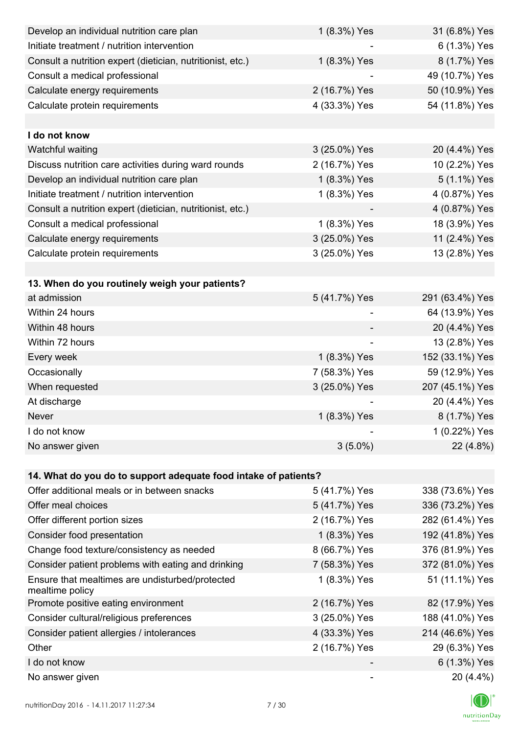| | | |
|---|---|---|
| Develop an individual nutrition care plan | 1 (8.3%) Yes | 31 (6.8%) Yes |
| Initiate treatment / nutrition intervention | - | 6 (1.3%) Yes |
| Consult a nutrition expert (dietician, nutritionist, etc.) | 1 (8.3%) Yes | 8 (1.7%) Yes |
| Consult a medical professional | - | 49 (10.7%) Yes |
| Calculate energy requirements | 2 (16.7%) Yes | 50 (10.9%) Yes |
| Calculate protein requirements | 4 (33.3%) Yes | 54 (11.8%) Yes |
| | | |
| **I do not know** | | |
| Watchful waiting | 3 (25.0%) Yes | 20 (4.4%) Yes |
| Discuss nutrition care activities during ward rounds | 2 (16.7%) Yes | 10 (2.2%) Yes |
| Develop an individual nutrition care plan | 1 (8.3%) Yes | 5 (1.1%) Yes |
| Initiate treatment / nutrition intervention | 1 (8.3%) Yes | 4 (0.87%) Yes |
| Consult a nutrition expert (dietician, nutritionist, etc.) | - | 4 (0.87%) Yes |
| Consult a medical professional | 1 (8.3%) Yes | 18 (3.9%) Yes |
| Calculate energy requirements | 3 (25.0%) Yes | 11 (2.4%) Yes |
| Calculate protein requirements | 3 (25.0%) Yes | 13 (2.8%) Yes |

| **13. When do you routinely weigh your patients?** | | |
|---|---|---|
| at admission | 5 (41.7%) Yes | 291 (63.4%) Yes |
| Within 24 hours | - | 64 (13.9%) Yes |
| Within 48 hours | - | 20 (4.4%) Yes |
| Within 72 hours | - | 13 (2.8%) Yes |
| Every week | 1 (8.3%) Yes | 152 (33.1%) Yes |
| Occasionally | 7 (58.3%) Yes | 59 (12.9%) Yes |
| When requested | 3 (25.0%) Yes | 207 (45.1%) Yes |
| At discharge | - | 20 (4.4%) Yes |
| Never | 1 (8.3%) Yes | 8 (1.7%) Yes |
| I do not know | - | 1 (0.22%) Yes |
| No answer given | 3 (5.0%) | 22 (4.8%) |

| **14. What do you do to support adequate food intake of patients?** | | |
|---|---|---|
| Offer additional meals or in between snacks | 5 (41.7%) Yes | 338 (73.6%) Yes |
| Offer meal choices | 5 (41.7%) Yes | 336 (73.2%) Yes |
| Offer different portion sizes | 2 (16.7%) Yes | 282 (61.4%) Yes |
| Consider food presentation | 1 (8.3%) Yes | 192 (41.8%) Yes |
| Change food texture/consistency as needed | 8 (66.7%) Yes | 376 (81.9%) Yes |
| Consider patient problems with eating and drinking | 7 (58.3%) Yes | 372 (81.0%) Yes |
| Ensure that mealtimes are undisturbed/protected mealtime policy | 1 (8.3%) Yes | 51 (11.1%) Yes |
| Promote positive eating environment | 2 (16.7%) Yes | 82 (17.9%) Yes |
| Consider cultural/religious preferences | 3 (25.0%) Yes | 188 (41.0%) Yes |
| Consider patient allergies / intolerances | 4 (33.3%) Yes | 214 (46.6%) Yes |
| Other | 2 (16.7%) Yes | 29 (6.3%) Yes |
| I do not know | - | 6 (1.3%) Yes |
| No answer given | - | 20 (4.4%) |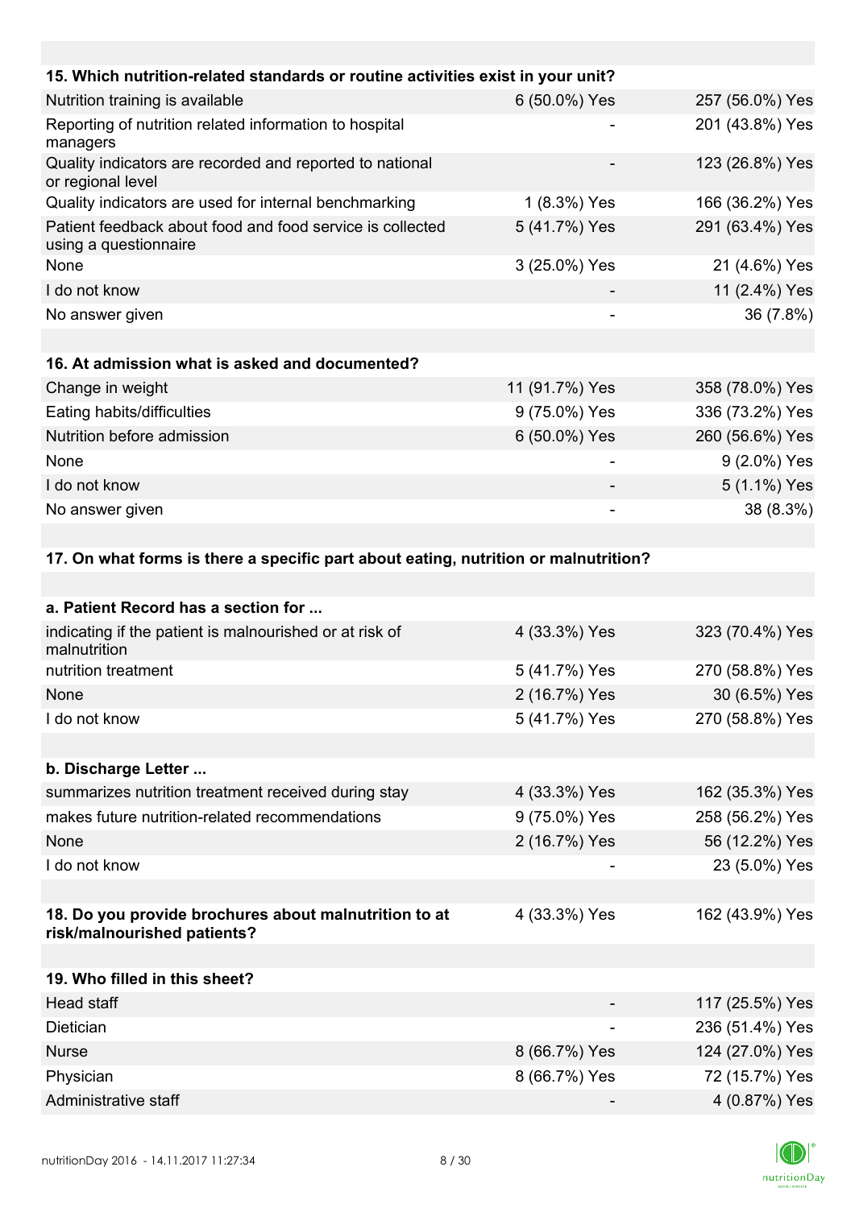| 15. Which nutrition-related standards or routine activities exist in your unit? | | |
|---|---|---|
| Nutrition training is available | 6 (50.0%) Yes | 257 (56.0%) Yes |
| Reporting of nutrition related information to hospital managers | - | 201 (43.8%) Yes |
| Quality indicators are recorded and reported to national or regional level | - | 123 (26.8%) Yes |
| Quality indicators are used for internal benchmarking | 1 (8.3%) Yes | 166 (36.2%) Yes |
| Patient feedback about food and food service is collected using a questionnaire | 5 (41.7%) Yes | 291 (63.4%) Yes |
| None | 3 (25.0%) Yes | 21 (4.6%) Yes |
| I do not know | - | 11 (2.4%) Yes |
| No answer given | - | 36 (7.8%) |

| 16. At admission what is asked and documented? | | |
|---|---|---|
| Change in weight | 11 (91.7%) Yes | 358 (78.0%) Yes |
| Eating habits/difficulties | 9 (75.0%) Yes | 336 (73.2%) Yes |
| Nutrition before admission | 6 (50.0%) Yes | 260 (56.6%) Yes |
| None | - | 9 (2.0%) Yes |
| I do not know | - | 5 (1.1%) Yes |
| No answer given | - | 38 (8.3%) |

**17. On what forms is there a specific part about eating, nutrition or malnutrition?**

| a. Patient Record has a section for ... | | |
|---|---|---|
| indicating if the patient is malnourished or at risk of malnutrition | 4 (33.3%) Yes | 323 (70.4%) Yes |
| nutrition treatment | 5 (41.7%) Yes | 270 (58.8%) Yes |
| None | 2 (16.7%) Yes | 30 (6.5%) Yes |
| I do not know | 5 (41.7%) Yes | 270 (58.8%) Yes |

| b. Discharge Letter ... | | |
|---|---|---|
| summarizes nutrition treatment received during stay | 4 (33.3%) Yes | 162 (35.3%) Yes |
| makes future nutrition-related recommendations | 9 (75.0%) Yes | 258 (56.2%) Yes |
| None | 2 (16.7%) Yes | 56 (12.2%) Yes |
| I do not know | - | 23 (5.0%) Yes |

| 18. Do you provide brochures about malnutrition to at risk/malnourished patients? | 4 (33.3%) Yes | 162 (43.9%) Yes |
|---|---|---|

| 19. Who filled in this sheet? | | |
|---|---|---|
| Head staff | - | 117 (25.5%) Yes |
| Dietician | - | 236 (51.4%) Yes |
| Nurse | 8 (66.7%) Yes | 124 (27.0%) Yes |
| Physician | 8 (66.7%) Yes | 72 (15.7%) Yes |
| Administrative staff | - | 4 (0.87%) Yes |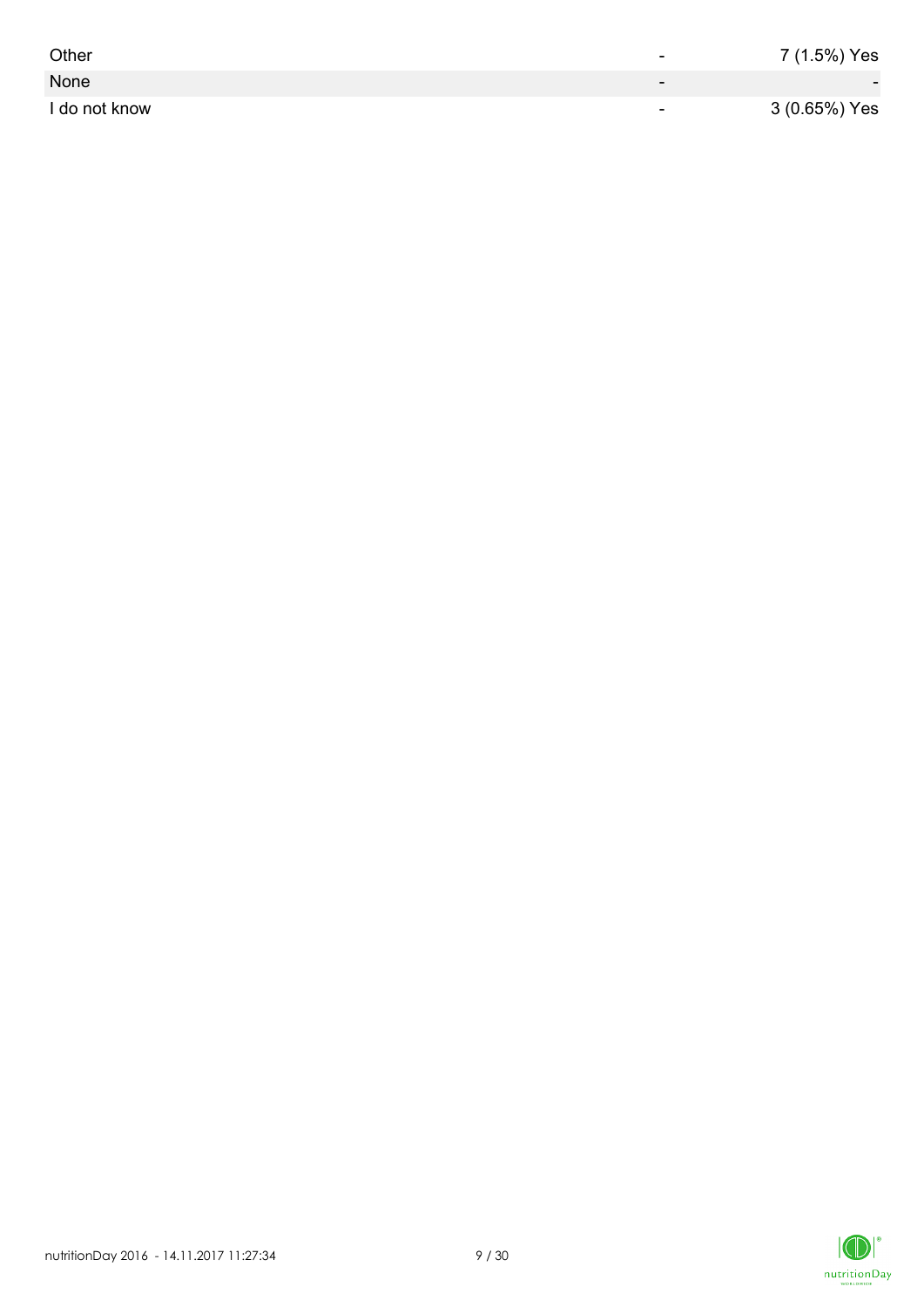| | | |
|---|---|---|
| Other | - | 7 (1.5%) Yes |
| None | - | - |
| I do not know | - | 3 (0.65%) Yes |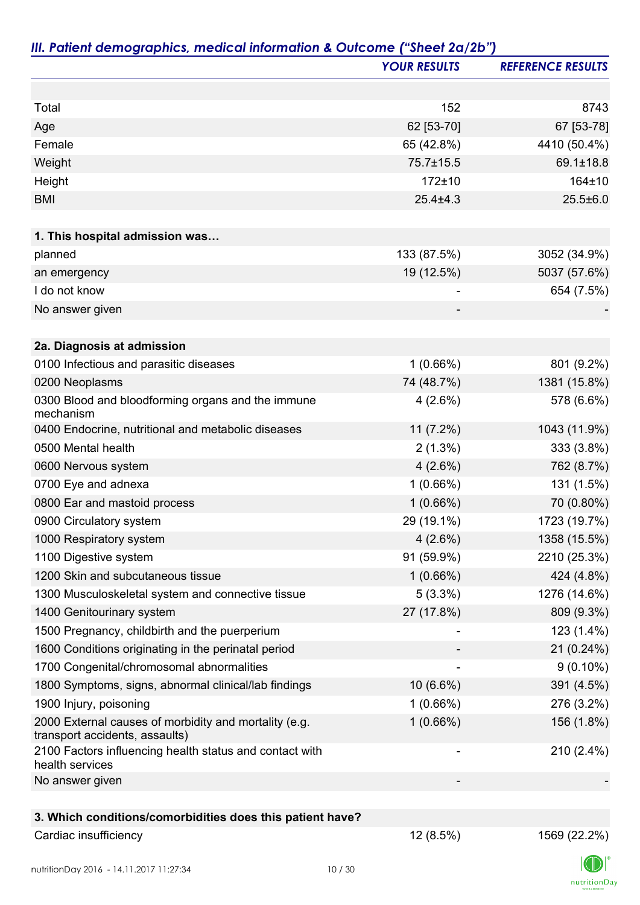## *III. Patient demographics, medical information & Outcome ("Sheet 2a/2b")*

| | *YOUR RESULTS* | *REFERENCE RESULTS* |
|---|---|---|
| | | |
| Total | 152 | 8743 |
| Age | 62 [53-70] | 67 [53-78] |
| Female | 65 (42.8%) | 4410 (50.4%) |
| Weight | 75.7±15.5 | 69.1±18.8 |
| Height | 172±10 | 164±10 |
| BMI | 25.4±4.3 | 25.5±6.0 |
| | | |
| **1. This hospital admission was…** | | |
| planned | 133 (87.5%) | 3052 (34.9%) |
| an emergency | 19 (12.5%) | 5037 (57.6%) |
| I do not know | - | 654 (7.5%) |
| No answer given | - | - |
| | | |
| **2a. Diagnosis at admission** | | |
| 0100 Infectious and parasitic diseases | 1 (0.66%) | 801 (9.2%) |
| 0200 Neoplasms | 74 (48.7%) | 1381 (15.8%) |
| 0300 Blood and bloodforming organs and the immune mechanism | 4 (2.6%) | 578 (6.6%) |
| 0400 Endocrine, nutritional and metabolic diseases | 11 (7.2%) | 1043 (11.9%) |
| 0500 Mental health | 2 (1.3%) | 333 (3.8%) |
| 0600 Nervous system | 4 (2.6%) | 762 (8.7%) |
| 0700 Eye and adnexa | 1 (0.66%) | 131 (1.5%) |
| 0800 Ear and mastoid process | 1 (0.66%) | 70 (0.80%) |
| 0900 Circulatory system | 29 (19.1%) | 1723 (19.7%) |
| 1000 Respiratory system | 4 (2.6%) | 1358 (15.5%) |
| 1100 Digestive system | 91 (59.9%) | 2210 (25.3%) |
| 1200 Skin and subcutaneous tissue | 1 (0.66%) | 424 (4.8%) |
| 1300 Musculoskeletal system and connective tissue | 5 (3.3%) | 1276 (14.6%) |
| 1400 Genitourinary system | 27 (17.8%) | 809 (9.3%) |
| 1500 Pregnancy, childbirth and the puerperium | - | 123 (1.4%) |
| 1600 Conditions originating in the perinatal period | - | 21 (0.24%) |
| 1700 Congenital/chromosomal abnormalities | - | 9 (0.10%) |
| 1800 Symptoms, signs, abnormal clinical/lab findings | 10 (6.6%) | 391 (4.5%) |
| 1900 Injury, poisoning | 1 (0.66%) | 276 (3.2%) |
| 2000 External causes of morbidity and mortality (e.g. transport accidents, assaults) | 1 (0.66%) | 156 (1.8%) |
| 2100 Factors influencing health status and contact with health services | - | 210 (2.4%) |
| No answer given | - | - |
| | | |
| **3. Which conditions/comorbidities does this patient have?** | | |
| Cardiac insufficiency | 12 (8.5%) | 1569 (22.2%) |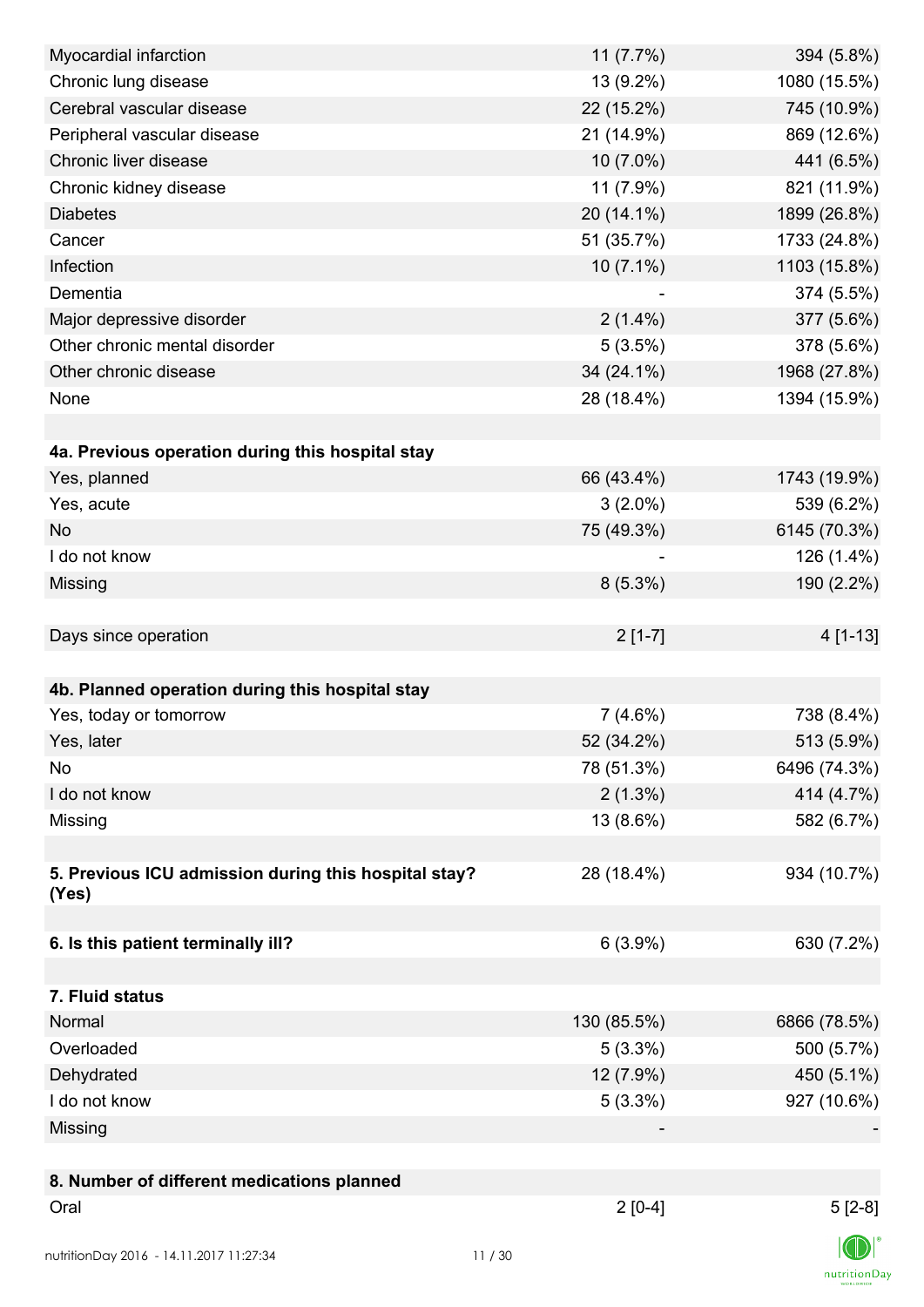| | | |
|---|---|---|
| Myocardial infarction | 11 (7.7%) | 394 (5.8%) |
| Chronic lung disease | 13 (9.2%) | 1080 (15.5%) |
| Cerebral vascular disease | 22 (15.2%) | 745 (10.9%) |
| Peripheral vascular disease | 21 (14.9%) | 869 (12.6%) |
| Chronic liver disease | 10 (7.0%) | 441 (6.5%) |
| Chronic kidney disease | 11 (7.9%) | 821 (11.9%) |
| Diabetes | 20 (14.1%) | 1899 (26.8%) |
| Cancer | 51 (35.7%) | 1733 (24.8%) |
| Infection | 10 (7.1%) | 1103 (15.8%) |
| Dementia | - | 374 (5.5%) |
| Major depressive disorder | 2 (1.4%) | 377 (5.6%) |
| Other chronic mental disorder | 5 (3.5%) | 378 (5.6%) |
| Other chronic disease | 34 (24.1%) | 1968 (27.8%) |
| None | 28 (18.4%) | 1394 (15.9%) |
| | | |
| **4a. Previous operation during this hospital stay** | | |
| Yes, planned | 66 (43.4%) | 1743 (19.9%) |
| Yes, acute | 3 (2.0%) | 539 (6.2%) |
| No | 75 (49.3%) | 6145 (70.3%) |
| I do not know | - | 126 (1.4%) |
| Missing | 8 (5.3%) | 190 (2.2%) |
| | | |
| Days since operation | 2 [1-7] | 4 [1-13] |
| | | |
| **4b. Planned operation during this hospital stay** | | |
| Yes, today or tomorrow | 7 (4.6%) | 738 (8.4%) |
| Yes, later | 52 (34.2%) | 513 (5.9%) |
| No | 78 (51.3%) | 6496 (74.3%) |
| I do not know | 2 (1.3%) | 414 (4.7%) |
| Missing | 13 (8.6%) | 582 (6.7%) |
| | | |
| **5. Previous ICU admission during this hospital stay? (Yes)** | 28 (18.4%) | 934 (10.7%) |
| | | |
| **6. Is this patient terminally ill?** | 6 (3.9%) | 630 (7.2%) |
| | | |
| **7. Fluid status** | | |
| Normal | 130 (85.5%) | 6866 (78.5%) |
| Overloaded | 5 (3.3%) | 500 (5.7%) |
| Dehydrated | 12 (7.9%) | 450 (5.1%) |
| I do not know | 5 (3.3%) | 927 (10.6%) |
| Missing | - | - |
| | | |
| **8. Number of different medications planned** | | |
| Oral | 2 [0-4] | 5 [2-8] |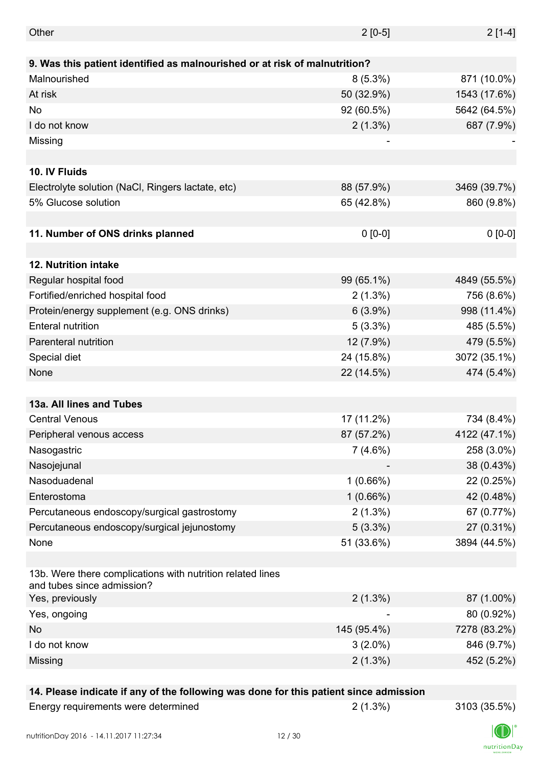| | | |
|---|---|---|
| Other | 2 [0-5] | 2 [1-4] |
| | | |
| **9. Was this patient identified as malnourished or at risk of malnutrition?** | | |
| Malnourished | 8 (5.3%) | 871 (10.0%) |
| At risk | 50 (32.9%) | 1543 (17.6%) |
| No | 92 (60.5%) | 5642 (64.5%) |
| I do not know | 2 (1.3%) | 687 (7.9%) |
| Missing | - | - |
| | | |
| **10. IV Fluids** | | |
| Electrolyte solution (NaCl, Ringers lactate, etc) | 88 (57.9%) | 3469 (39.7%) |
| 5% Glucose solution | 65 (42.8%) | 860 (9.8%) |
| | | |
| **11. Number of ONS drinks planned** | 0 [0-0] | 0 [0-0] |
| | | |
| **12. Nutrition intake** | | |
| Regular hospital food | 99 (65.1%) | 4849 (55.5%) |
| Fortified/enriched hospital food | 2 (1.3%) | 756 (8.6%) |
| Protein/energy supplement (e.g. ONS drinks) | 6 (3.9%) | 998 (11.4%) |
| Enteral nutrition | 5 (3.3%) | 485 (5.5%) |
| Parenteral nutrition | 12 (7.9%) | 479 (5.5%) |
| Special diet | 24 (15.8%) | 3072 (35.1%) |
| None | 22 (14.5%) | 474 (5.4%) |
| | | |
| **13a. All lines and Tubes** | | |
| Central Venous | 17 (11.2%) | 734 (8.4%) |
| Peripheral venous access | 87 (57.2%) | 4122 (47.1%) |
| Nasogastric | 7 (4.6%) | 258 (3.0%) |
| Nasojejunal | - | 38 (0.43%) |
| Nasoduadenal | 1 (0.66%) | 22 (0.25%) |
| Enterostoma | 1 (0.66%) | 42 (0.48%) |
| Percutaneous endoscopy/surgical gastrostomy | 2 (1.3%) | 67 (0.77%) |
| Percutaneous endoscopy/surgical jejunostomy | 5 (3.3%) | 27 (0.31%) |
| None | 51 (33.6%) | 3894 (44.5%) |
| | | |
| 13b. Were there complications with nutrition related lines and tubes since admission? | | |
| Yes, previously | 2 (1.3%) | 87 (1.00%) |
| Yes, ongoing | - | 80 (0.92%) |
| No | 145 (95.4%) | 7278 (83.2%) |
| I do not know | 3 (2.0%) | 846 (9.7%) |
| Missing | 2 (1.3%) | 452 (5.2%) |
| | | |
| **14. Please indicate if any of the following was done for this patient since admission** | | |
| Energy requirements were determined | 2 (1.3%) | 3103 (35.5%) |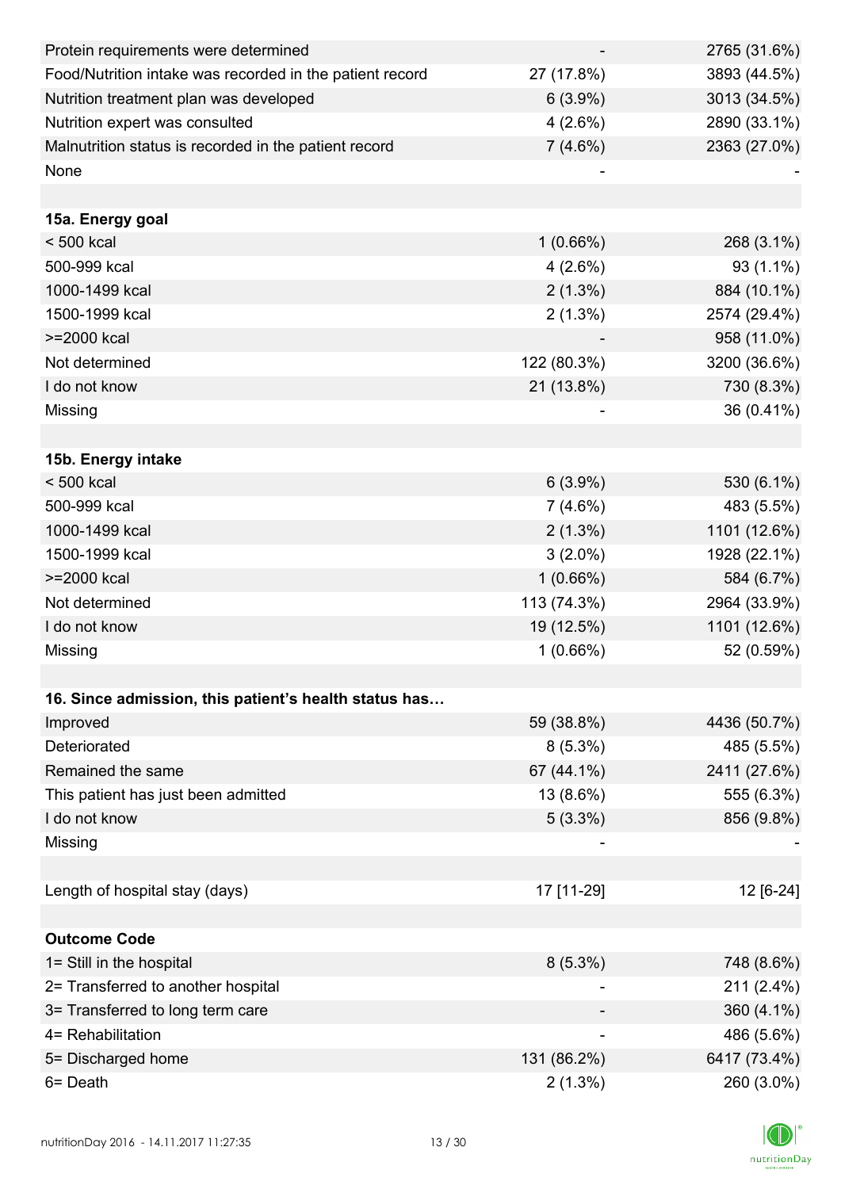| | | |
|---|---|---|
| Protein requirements were determined | - | 2765 (31.6%) |
| Food/Nutrition intake was recorded in the patient record | 27 (17.8%) | 3893 (44.5%) |
| Nutrition treatment plan was developed | 6 (3.9%) | 3013 (34.5%) |
| Nutrition expert was consulted | 4 (2.6%) | 2890 (33.1%) |
| Malnutrition status is recorded in the patient record | 7 (4.6%) | 2363 (27.0%) |
| None | - | - |
| | | |
| **15a. Energy goal** | | |
| < 500 kcal | 1 (0.66%) | 268 (3.1%) |
| 500-999 kcal | 4 (2.6%) | 93 (1.1%) |
| 1000-1499 kcal | 2 (1.3%) | 884 (10.1%) |
| 1500-1999 kcal | 2 (1.3%) | 2574 (29.4%) |
| >=2000 kcal | - | 958 (11.0%) |
| Not determined | 122 (80.3%) | 3200 (36.6%) |
| I do not know | 21 (13.8%) | 730 (8.3%) |
| Missing | - | 36 (0.41%) |
| | | |
| **15b. Energy intake** | | |
| < 500 kcal | 6 (3.9%) | 530 (6.1%) |
| 500-999 kcal | 7 (4.6%) | 483 (5.5%) |
| 1000-1499 kcal | 2 (1.3%) | 1101 (12.6%) |
| 1500-1999 kcal | 3 (2.0%) | 1928 (22.1%) |
| >=2000 kcal | 1 (0.66%) | 584 (6.7%) |
| Not determined | 113 (74.3%) | 2964 (33.9%) |
| I do not know | 19 (12.5%) | 1101 (12.6%) |
| Missing | 1 (0.66%) | 52 (0.59%) |
| | | |
| **16. Since admission, this patient's health status has…** | | |
| Improved | 59 (38.8%) | 4436 (50.7%) |
| Deteriorated | 8 (5.3%) | 485 (5.5%) |
| Remained the same | 67 (44.1%) | 2411 (27.6%) |
| This patient has just been admitted | 13 (8.6%) | 555 (6.3%) |
| I do not know | 5 (3.3%) | 856 (9.8%) |
| Missing | - | - |
| | | |
| Length of hospital stay (days) | 17 [11-29] | 12 [6-24] |
| | | |
| **Outcome Code** | | |
| 1= Still in the hospital | 8 (5.3%) | 748 (8.6%) |
| 2= Transferred to another hospital | - | 211 (2.4%) |
| 3= Transferred to long term care | - | 360 (4.1%) |
| 4= Rehabilitation | - | 486 (5.6%) |
| 5= Discharged home | 131 (86.2%) | 6417 (73.4%) |
| 6= Death | 2 (1.3%) | 260 (3.0%) |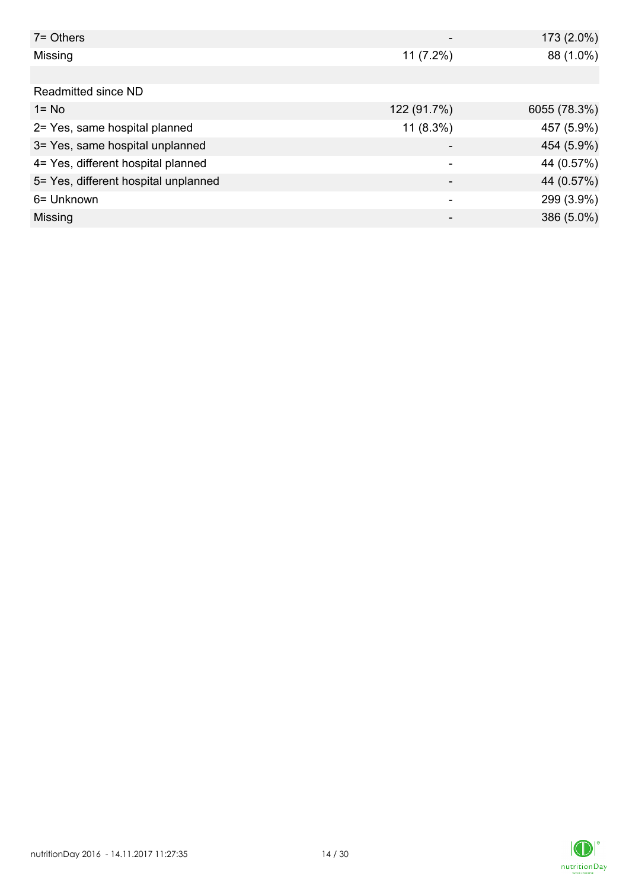| | | |
|---|---|---|
| 7= Others | - | 173 (2.0%) |
| Missing | 11 (7.2%) | 88 (1.0%) |
| | | |
| Readmitted since ND | | |
| 1= No | 122 (91.7%) | 6055 (78.3%) |
| 2= Yes, same hospital planned | 11 (8.3%) | 457 (5.9%) |
| 3= Yes, same hospital unplanned | - | 454 (5.9%) |
| 4= Yes, different hospital planned | - | 44 (0.57%) |
| 5= Yes, different hospital unplanned | - | 44 (0.57%) |
| 6= Unknown | - | 299 (3.9%) |
| Missing | - | 386 (5.0%) |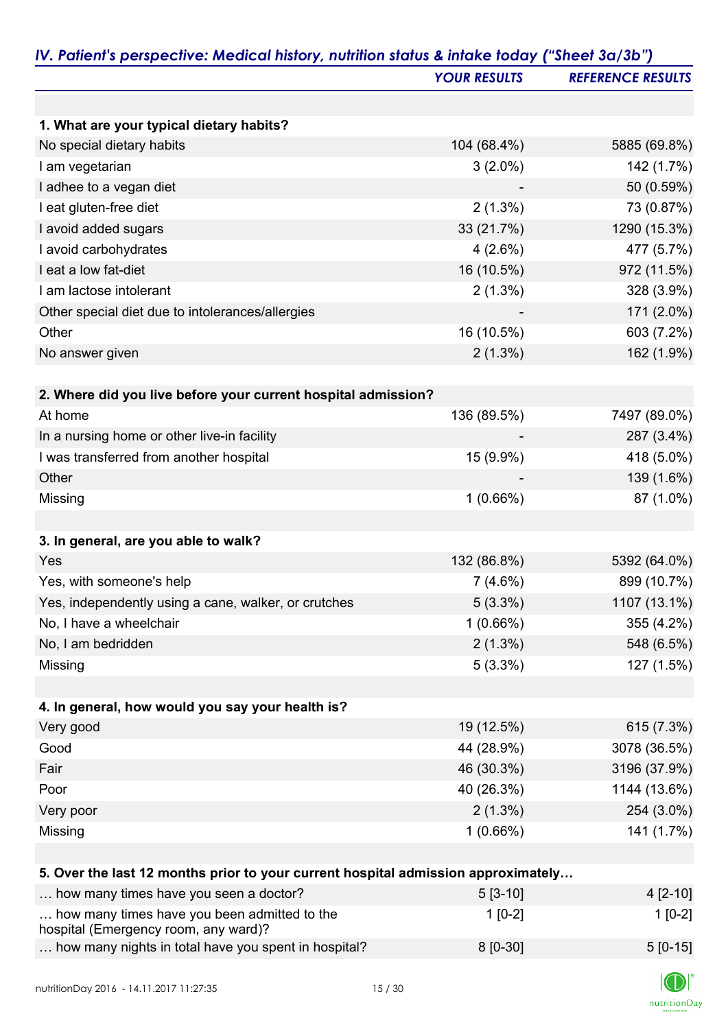## IV. Patient's perspective: Medical history, nutrition status & intake today ("Sheet 3a/3b")

| | YOUR RESULTS | REFERENCE RESULTS |
|---|---|---|
| **1. What are your typical dietary habits?** | | |
| No special dietary habits | 104 (68.4%) | 5885 (69.8%) |
| I am vegetarian | 3 (2.0%) | 142 (1.7%) |
| I adhee to a vegan diet | - | 50 (0.59%) |
| I eat gluten-free diet | 2 (1.3%) | 73 (0.87%) |
| I avoid added sugars | 33 (21.7%) | 1290 (15.3%) |
| I avoid carbohydrates | 4 (2.6%) | 477 (5.7%) |
| I eat a low fat-diet | 16 (10.5%) | 972 (11.5%) |
| I am lactose intolerant | 2 (1.3%) | 328 (3.9%) |
| Other special diet due to intolerances/allergies | - | 171 (2.0%) |
| Other | 16 (10.5%) | 603 (7.2%) |
| No answer given | 2 (1.3%) | 162 (1.9%) |
| **2. Where did you live before your current hospital admission?** | | |
| At home | 136 (89.5%) | 7497 (89.0%) |
| In a nursing home or other live-in facility | - | 287 (3.4%) |
| I was transferred from another hospital | 15 (9.9%) | 418 (5.0%) |
| Other | - | 139 (1.6%) |
| Missing | 1 (0.66%) | 87 (1.0%) |
| **3. In general, are you able to walk?** | | |
| Yes | 132 (86.8%) | 5392 (64.0%) |
| Yes, with someone's help | 7 (4.6%) | 899 (10.7%) |
| Yes, independently using a cane, walker, or crutches | 5 (3.3%) | 1107 (13.1%) |
| No, I have a wheelchair | 1 (0.66%) | 355 (4.2%) |
| No, I am bedridden | 2 (1.3%) | 548 (6.5%) |
| Missing | 5 (3.3%) | 127 (1.5%) |
| **4. In general, how would you say your health is?** | | |
| Very good | 19 (12.5%) | 615 (7.3%) |
| Good | 44 (28.9%) | 3078 (36.5%) |
| Fair | 46 (30.3%) | 3196 (37.9%) |
| Poor | 40 (26.3%) | 1144 (13.6%) |
| Very poor | 2 (1.3%) | 254 (3.0%) |
| Missing | 1 (0.66%) | 141 (1.7%) |
| **5. Over the last 12 months prior to your current hospital admission approximately…** | | |
| … how many times have you seen a doctor? | 5 [3-10] | 4 [2-10] |
| … how many times have you been admitted to the hospital (Emergency room, any ward)? | 1 [0-2] | 1 [0-2] |
| … how many nights in total have you spent in hospital? | 8 [0-30] | 5 [0-15] |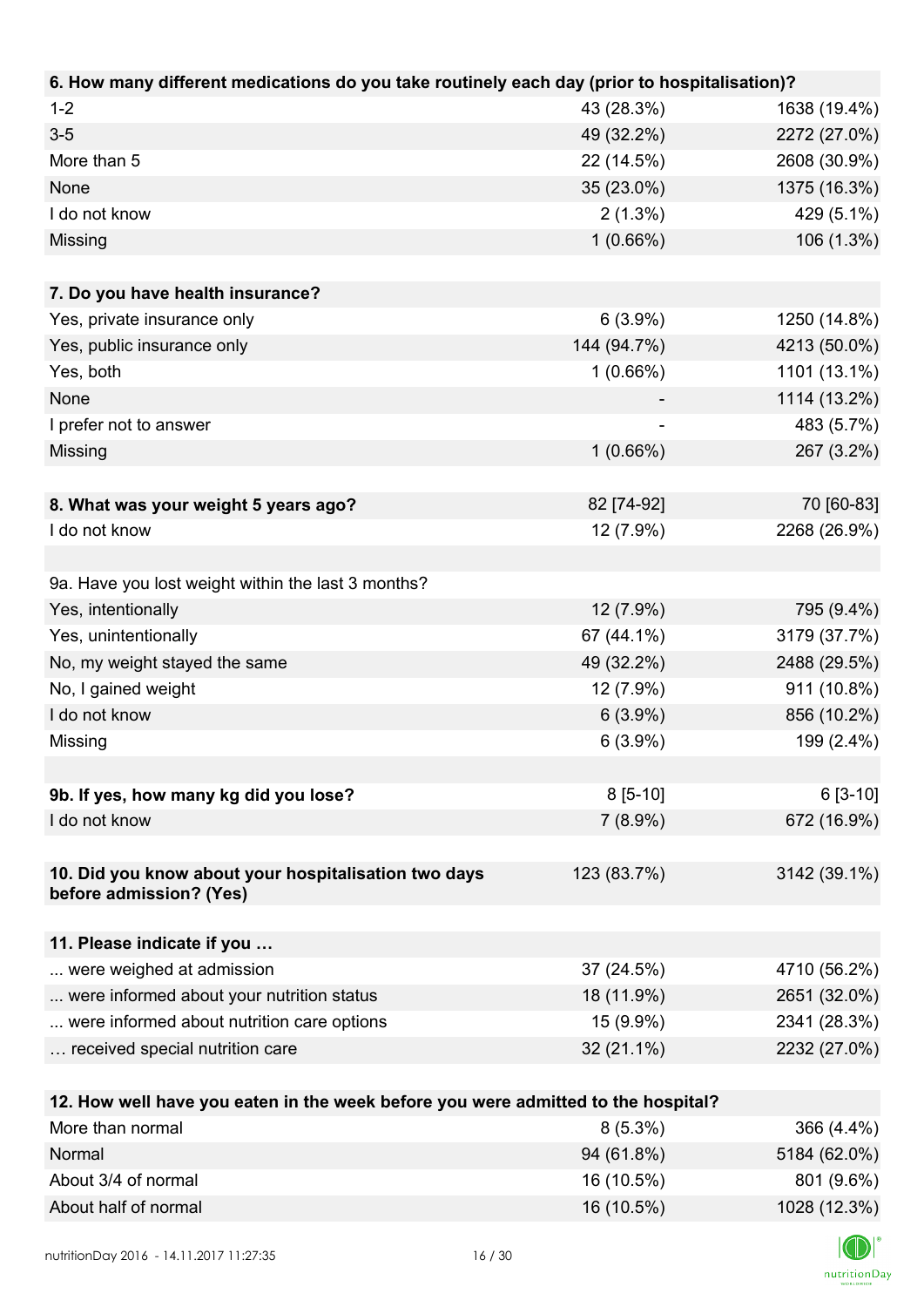| **6. How many different medications do you take routinely each day (prior to hospitalisation)?** | | |
|---|---|---|
| 1-2 | 43 (28.3%) | 1638 (19.4%) |
| 3-5 | 49 (32.2%) | 2272 (27.0%) |
| More than 5 | 22 (14.5%) | 2608 (30.9%) |
| None | 35 (23.0%) | 1375 (16.3%) |
| I do not know | 2 (1.3%) | 429 (5.1%) |
| Missing | 1 (0.66%) | 106 (1.3%) |

| **7. Do you have health insurance?** | | |
|---|---|---|
| Yes, private insurance only | 6 (3.9%) | 1250 (14.8%) |
| Yes, public insurance only | 144 (94.7%) | 4213 (50.0%) |
| Yes, both | 1 (0.66%) | 1101 (13.1%) |
| None | - | 1114 (13.2%) |
| I prefer not to answer | - | 483 (5.7%) |
| Missing | 1 (0.66%) | 267 (3.2%) |

| **8. What was your weight 5 years ago?** | 82 [74-92] | 70 [60-83] |
|---|---|---|
| I do not know | 12 (7.9%) | 2268 (26.9%) |

| 9a. Have you lost weight within the last 3 months? | | |
|---|---|---|
| Yes, intentionally | 12 (7.9%) | 795 (9.4%) |
| Yes, unintentionally | 67 (44.1%) | 3179 (37.7%) |
| No, my weight stayed the same | 49 (32.2%) | 2488 (29.5%) |
| No, I gained weight | 12 (7.9%) | 911 (10.8%) |
| I do not know | 6 (3.9%) | 856 (10.2%) |
| Missing | 6 (3.9%) | 199 (2.4%) |

| **9b. If yes, how many kg did you lose?** | 8 [5-10] | 6 [3-10] |
|---|---|---|
| I do not know | 7 (8.9%) | 672 (16.9%) |

| **10. Did you know about your hospitalisation two days before admission? (Yes)** | 123 (83.7%) | 3142 (39.1%) |
|---|---|---|

| **11. Please indicate if you …** | | |
|---|---|---|
| ... were weighed at admission | 37 (24.5%) | 4710 (56.2%) |
| ... were informed about your nutrition status | 18 (11.9%) | 2651 (32.0%) |
| ... were informed about nutrition care options | 15 (9.9%) | 2341 (28.3%) |
| … received special nutrition care | 32 (21.1%) | 2232 (27.0%) |

| **12. How well have you eaten in the week before you were admitted to the hospital?** | | |
|---|---|---|
| More than normal | 8 (5.3%) | 366 (4.4%) |
| Normal | 94 (61.8%) | 5184 (62.0%) |
| About 3/4 of normal | 16 (10.5%) | 801 (9.6%) |
| About half of normal | 16 (10.5%) | 1028 (12.3%) |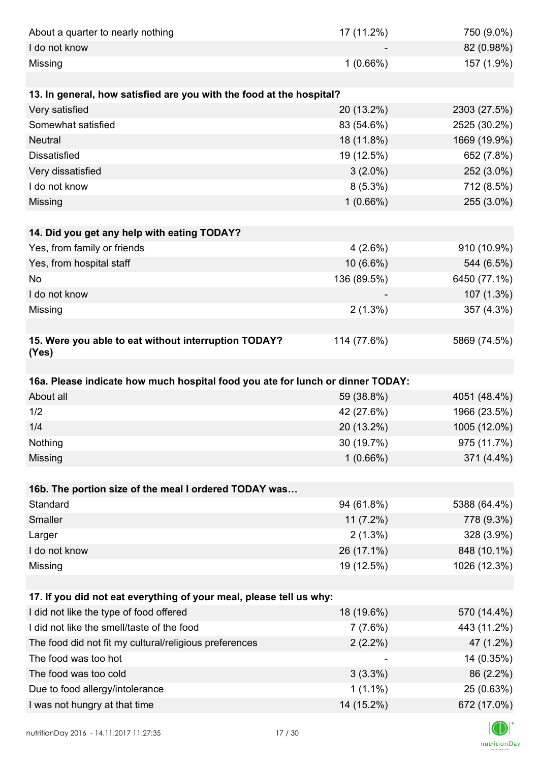| | | |
|---|---|---|
| About a quarter to nearly nothing | 17 (11.2%) | 750 (9.0%) |
| I do not know | - | 82 (0.98%) |
| Missing | 1 (0.66%) | 157 (1.9%) |

| **13. In general, how satisfied are you with the food at the hospital?** | | |
|---|---|---|
| Very satisfied | 20 (13.2%) | 2303 (27.5%) |
| Somewhat satisfied | 83 (54.6%) | 2525 (30.2%) |
| Neutral | 18 (11.8%) | 1669 (19.9%) |
| Dissatisfied | 19 (12.5%) | 652 (7.8%) |
| Very dissatisfied | 3 (2.0%) | 252 (3.0%) |
| I do not know | 8 (5.3%) | 712 (8.5%) |
| Missing | 1 (0.66%) | 255 (3.0%) |

| **14. Did you get any help with eating TODAY?** | | |
|---|---|---|
| Yes, from family or friends | 4 (2.6%) | 910 (10.9%) |
| Yes, from hospital staff | 10 (6.6%) | 544 (6.5%) |
| No | 136 (89.5%) | 6450 (77.1%) |
| I do not know | - | 107 (1.3%) |
| Missing | 2 (1.3%) | 357 (4.3%) |

| **15. Were you able to eat without interruption TODAY? (Yes)** | 114 (77.6%) | 5869 (74.5%) |
|---|---|---|

| **16a. Please indicate how much hospital food you ate for lunch or dinner TODAY:** | | |
|---|---|---|
| About all | 59 (38.8%) | 4051 (48.4%) |
| 1/2 | 42 (27.6%) | 1966 (23.5%) |
| 1/4 | 20 (13.2%) | 1005 (12.0%) |
| Nothing | 30 (19.7%) | 975 (11.7%) |
| Missing | 1 (0.66%) | 371 (4.4%) |

| **16b. The portion size of the meal I ordered TODAY was…** | | |
|---|---|---|
| Standard | 94 (61.8%) | 5388 (64.4%) |
| Smaller | 11 (7.2%) | 778 (9.3%) |
| Larger | 2 (1.3%) | 328 (3.9%) |
| I do not know | 26 (17.1%) | 848 (10.1%) |
| Missing | 19 (12.5%) | 1026 (12.3%) |

| **17. If you did not eat everything of your meal, please tell us why:** | | |
|---|---|---|
| I did not like the type of food offered | 18 (19.6%) | 570 (14.4%) |
| I did not like the smell/taste of the food | 7 (7.6%) | 443 (11.2%) |
| The food did not fit my cultural/religious preferences | 2 (2.2%) | 47 (1.2%) |
| The food was too hot | - | 14 (0.35%) |
| The food was too cold | 3 (3.3%) | 86 (2.2%) |
| Due to food allergy/intolerance | 1 (1.1%) | 25 (0.63%) |
| I was not hungry at that time | 14 (15.2%) | 672 (17.0%) |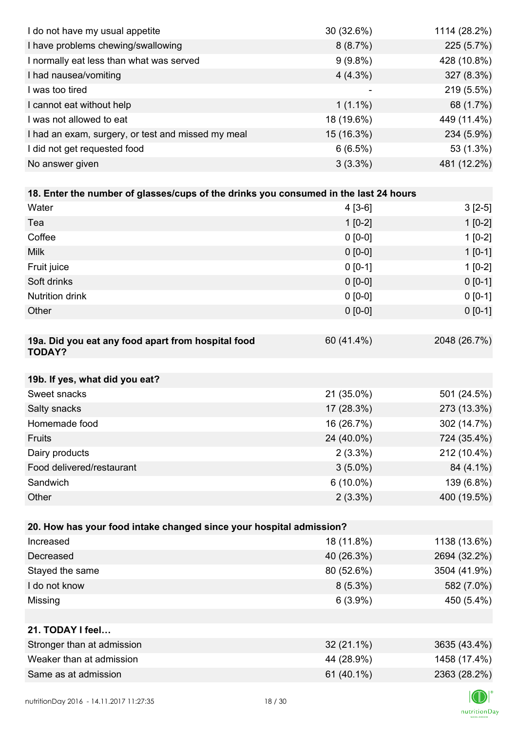| | | |
|---|---|---|
| I do not have my usual appetite | 30 (32.6%) | 1114 (28.2%) |
| I have problems chewing/swallowing | 8 (8.7%) | 225 (5.7%) |
| I normally eat less than what was served | 9 (9.8%) | 428 (10.8%) |
| I had nausea/vomiting | 4 (4.3%) | 327 (8.3%) |
| I was too tired | - | 219 (5.5%) |
| I cannot eat without help | 1 (1.1%) | 68 (1.7%) |
| I was not allowed to eat | 18 (19.6%) | 449 (11.4%) |
| I had an exam, surgery, or test and missed my meal | 15 (16.3%) | 234 (5.9%) |
| I did not get requested food | 6 (6.5%) | 53 (1.3%) |
| No answer given | 3 (3.3%) | 481 (12.2%) |

| **18. Enter the number of glasses/cups of the drinks you consumed in the last 24 hours** | | |
|---|---|---|
| Water | 4 [3-6] | 3 [2-5] |
| Tea | 1 [0-2] | 1 [0-2] |
| Coffee | 0 [0-0] | 1 [0-2] |
| Milk | 0 [0-0] | 1 [0-1] |
| Fruit juice | 0 [0-1] | 1 [0-2] |
| Soft drinks | 0 [0-0] | 0 [0-1] |
| Nutrition drink | 0 [0-0] | 0 [0-1] |
| Other | 0 [0-0] | 0 [0-1] |

| **19a. Did you eat any food apart from hospital food TODAY?** | 60 (41.4%) | 2048 (26.7%) |
|---|---|---|

| **19b. If yes, what did you eat?** | | |
|---|---|---|
| Sweet snacks | 21 (35.0%) | 501 (24.5%) |
| Salty snacks | 17 (28.3%) | 273 (13.3%) |
| Homemade food | 16 (26.7%) | 302 (14.7%) |
| Fruits | 24 (40.0%) | 724 (35.4%) |
| Dairy products | 2 (3.3%) | 212 (10.4%) |
| Food delivered/restaurant | 3 (5.0%) | 84 (4.1%) |
| Sandwich | 6 (10.0%) | 139 (6.8%) |
| Other | 2 (3.3%) | 400 (19.5%) |

| **20. How has your food intake changed since your hospital admission?** | | |
|---|---|---|
| Increased | 18 (11.8%) | 1138 (13.6%) |
| Decreased | 40 (26.3%) | 2694 (32.2%) |
| Stayed the same | 80 (52.6%) | 3504 (41.9%) |
| I do not know | 8 (5.3%) | 582 (7.0%) |
| Missing | 6 (3.9%) | 450 (5.4%) |

| **21. TODAY I feel…** | | |
|---|---|---|
| Stronger than at admission | 32 (21.1%) | 3635 (43.4%) |
| Weaker than at admission | 44 (28.9%) | 1458 (17.4%) |
| Same as at admission | 61 (40.1%) | 2363 (28.2%) |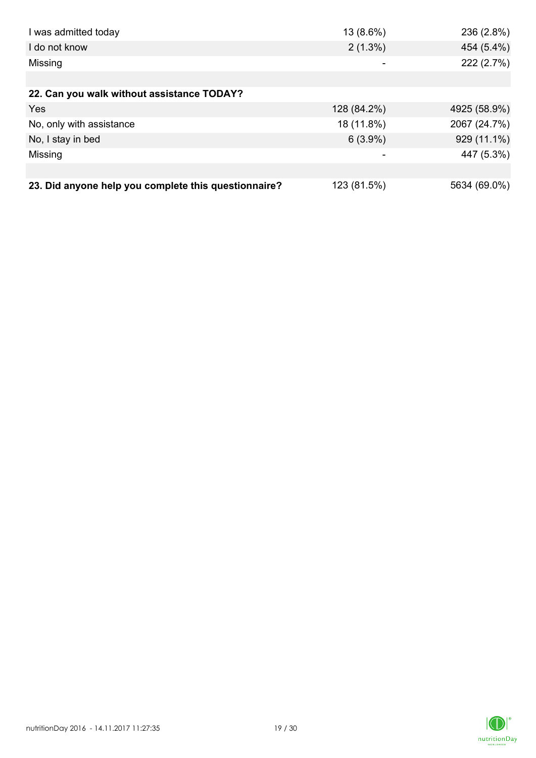| | | |
|---|---|---|
| I was admitted today | 13 (8.6%) | 236 (2.8%) |
| I do not know | 2 (1.3%) | 454 (5.4%) |
| Missing | - | 222 (2.7%) |
| | | |
| **22. Can you walk without assistance TODAY?** | | |
| Yes | 128 (84.2%) | 4925 (58.9%) |
| No, only with assistance | 18 (11.8%) | 2067 (24.7%) |
| No, I stay in bed | 6 (3.9%) | 929 (11.1%) |
| Missing | - | 447 (5.3%) |
| | | |
| **23. Did anyone help you complete this questionnaire?** | 123 (81.5%) | 5634 (69.0%) |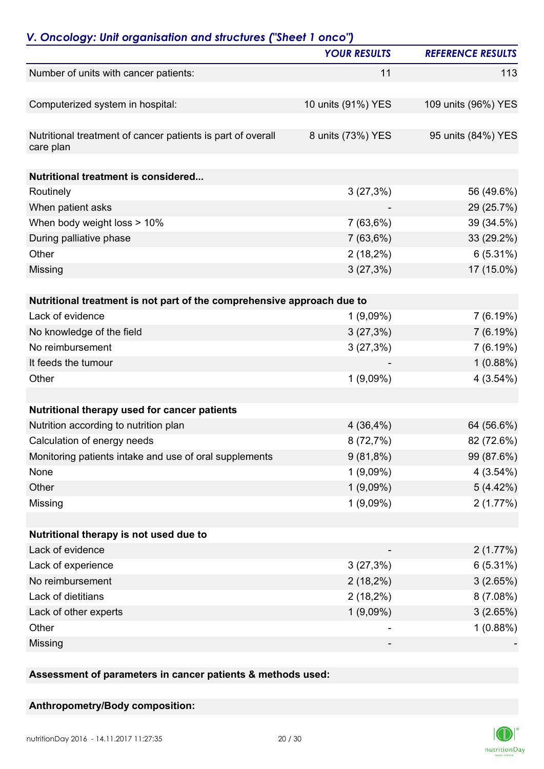## *V. Oncology: Unit organisation and structures ("Sheet 1 onco")*

| | YOUR RESULTS | REFERENCE RESULTS |
|---|---|---|
| Number of units with cancer patients: | 11 | 113 |
| Computerized system in hospital: | 10 units (91%) YES | 109 units (96%) YES |
| Nutritional treatment of cancer patients is part of overall care plan | 8 units (73%) YES | 95 units (84%) YES |
| **Nutritional treatment is considered...** | | |
| Routinely | 3 (27,3%) | 56 (49.6%) |
| When patient asks | - | 29 (25.7%) |
| When body weight loss > 10% | 7 (63,6%) | 39 (34.5%) |
| During palliative phase | 7 (63,6%) | 33 (29.2%) |
| Other | 2 (18,2%) | 6 (5.31%) |
| Missing | 3 (27,3%) | 17 (15.0%) |
| **Nutritional treatment is not part of the comprehensive approach due to** | | |
| Lack of evidence | 1 (9,09%) | 7 (6.19%) |
| No knowledge of the field | 3 (27,3%) | 7 (6.19%) |
| No reimbursement | 3 (27,3%) | 7 (6.19%) |
| It feeds the tumour | - | 1 (0.88%) |
| Other | 1 (9,09%) | 4 (3.54%) |
| **Nutritional therapy used for cancer patients** | | |
| Nutrition according to nutrition plan | 4 (36,4%) | 64 (56.6%) |
| Calculation of energy needs | 8 (72,7%) | 82 (72.6%) |
| Monitoring patients intake and use of oral supplements | 9 (81,8%) | 99 (87.6%) |
| None | 1 (9,09%) | 4 (3.54%) |
| Other | 1 (9,09%) | 5 (4.42%) |
| Missing | 1 (9,09%) | 2 (1.77%) |
| **Nutritional therapy is not used due to** | | |
| Lack of evidence | - | 2 (1.77%) |
| Lack of experience | 3 (27,3%) | 6 (5.31%) |
| No reimbursement | 2 (18,2%) | 3 (2.65%) |
| Lack of dietitians | 2 (18,2%) | 8 (7.08%) |
| Lack of other experts | 1 (9,09%) | 3 (2.65%) |
| Other | - | 1 (0.88%) |
| Missing | - | - |

**Assessment of parameters in cancer patients & methods used:**

**Anthropometry/Body composition:**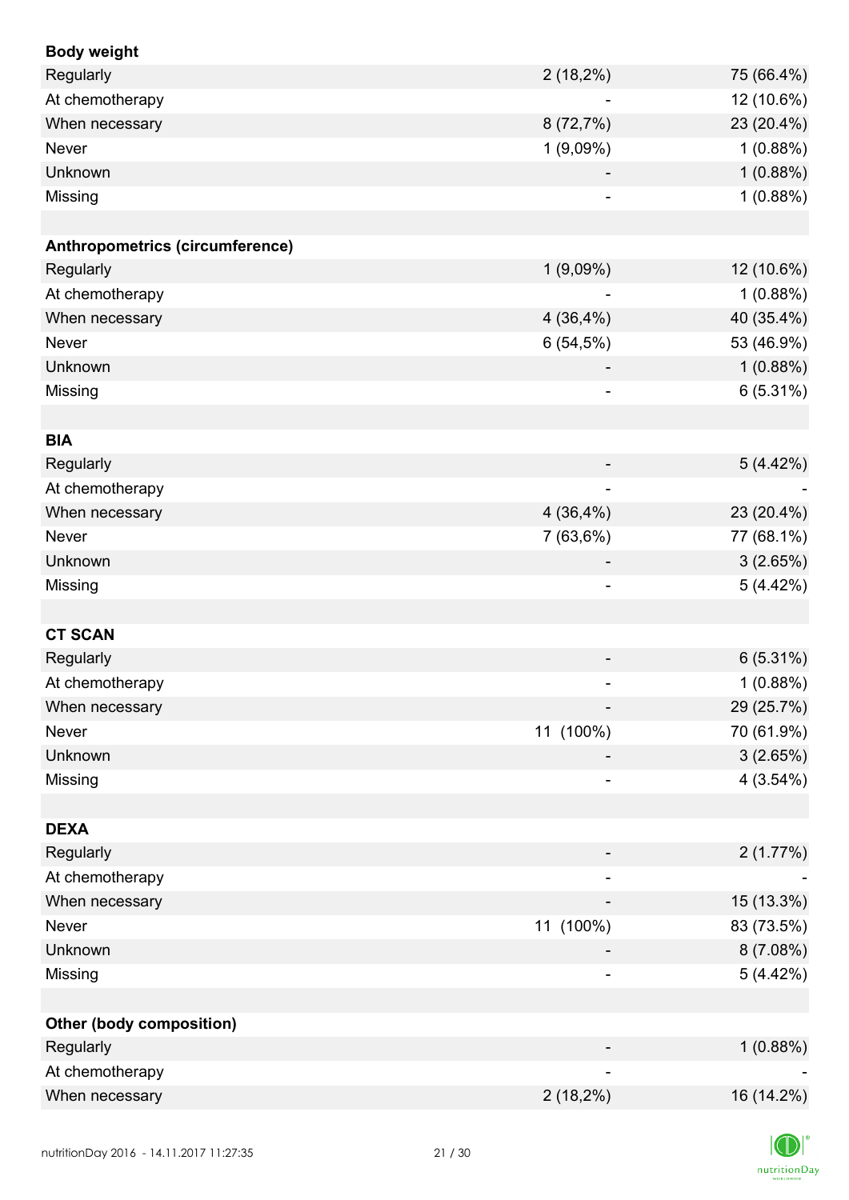| **Body weight** | | |
|---|---|---|
| Regularly | 2 (18,2%) | 75 (66.4%) |
| At chemotherapy | - | 12 (10.6%) |
| When necessary | 8 (72,7%) | 23 (20.4%) |
| Never | 1 (9,09%) | 1 (0.88%) |
| Unknown | - | 1 (0.88%) |
| Missing | - | 1 (0.88%) |
| | | |
| **Anthropometrics (circumference)** | | |
| Regularly | 1 (9,09%) | 12 (10.6%) |
| At chemotherapy | - | 1 (0.88%) |
| When necessary | 4 (36,4%) | 40 (35.4%) |
| Never | 6 (54,5%) | 53 (46.9%) |
| Unknown | - | 1 (0.88%) |
| Missing | - | 6 (5.31%) |
| | | |
| **BIA** | | |
| Regularly | - | 5 (4.42%) |
| At chemotherapy | - | - |
| When necessary | 4 (36,4%) | 23 (20.4%) |
| Never | 7 (63,6%) | 77 (68.1%) |
| Unknown | - | 3 (2.65%) |
| Missing | - | 5 (4.42%) |
| | | |
| **CT SCAN** | | |
| Regularly | - | 6 (5.31%) |
| At chemotherapy | - | 1 (0.88%) |
| When necessary | - | 29 (25.7%) |
| Never | 11 (100%) | 70 (61.9%) |
| Unknown | - | 3 (2.65%) |
| Missing | - | 4 (3.54%) |
| | | |
| **DEXA** | | |
| Regularly | - | 2 (1.77%) |
| At chemotherapy | - | - |
| When necessary | - | 15 (13.3%) |
| Never | 11 (100%) | 83 (73.5%) |
| Unknown | - | 8 (7.08%) |
| Missing | - | 5 (4.42%) |
| | | |
| **Other (body composition)** | | |
| Regularly | - | 1 (0.88%) |
| At chemotherapy | - | - |
| When necessary | 2 (18,2%) | 16 (14.2%) |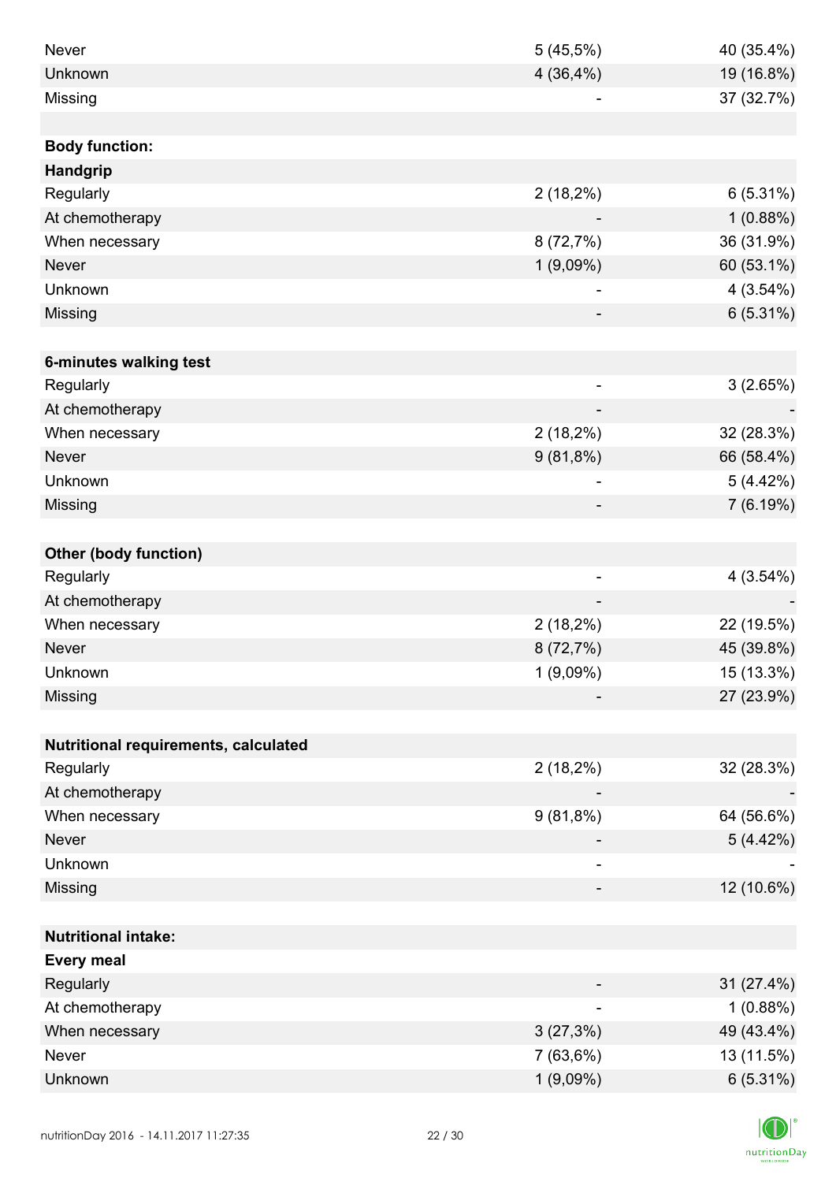| | | |
|---|---|---|
| Never | 5 (45,5%) | 40 (35.4%) |
| Unknown | 4 (36,4%) | 19 (16.8%) |
| Missing | - | 37 (32.7%) |
| | | |
| **Body function:** | | |
| **Handgrip** | | |
| Regularly | 2 (18,2%) | 6 (5.31%) |
| At chemotherapy | - | 1 (0.88%) |
| When necessary | 8 (72,7%) | 36 (31.9%) |
| Never | 1 (9,09%) | 60 (53.1%) |
| Unknown | - | 4 (3.54%) |
| Missing | - | 6 (5.31%) |
| | | |
| **6-minutes walking test** | | |
| Regularly | - | 3 (2.65%) |
| At chemotherapy | - | - |
| When necessary | 2 (18,2%) | 32 (28.3%) |
| Never | 9 (81,8%) | 66 (58.4%) |
| Unknown | - | 5 (4.42%) |
| Missing | - | 7 (6.19%) |
| | | |
| **Other (body function)** | | |
| Regularly | - | 4 (3.54%) |
| At chemotherapy | - | - |
| When necessary | 2 (18,2%) | 22 (19.5%) |
| Never | 8 (72,7%) | 45 (39.8%) |
| Unknown | 1 (9,09%) | 15 (13.3%) |
| Missing | - | 27 (23.9%) |
| | | |
| **Nutritional requirements, calculated** | | |
| Regularly | 2 (18,2%) | 32 (28.3%) |
| At chemotherapy | - | - |
| When necessary | 9 (81,8%) | 64 (56.6%) |
| Never | - | 5 (4.42%) |
| Unknown | - | - |
| Missing | - | 12 (10.6%) |
| | | |
| **Nutritional intake:** | | |
| **Every meal** | | |
| Regularly | - | 31 (27.4%) |
| At chemotherapy | - | 1 (0.88%) |
| When necessary | 3 (27,3%) | 49 (43.4%) |
| Never | 7 (63,6%) | 13 (11.5%) |
| Unknown | 1 (9,09%) | 6 (5.31%) |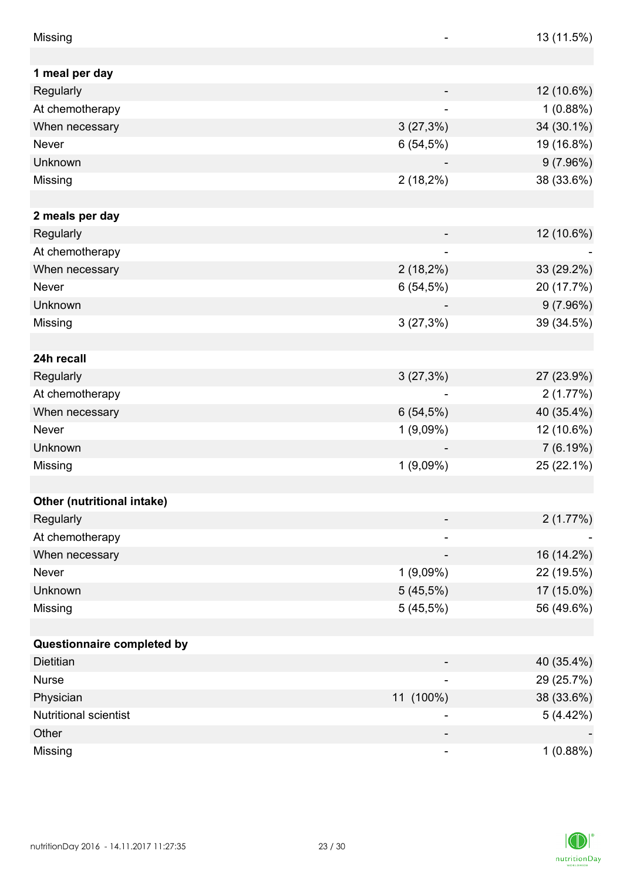| | | |
|---|---|---|
| Missing | - | 13 (11.5%) |
| | | |
| **1 meal per day** | | |
| Regularly | - | 12 (10.6%) |
| At chemotherapy | - | 1 (0.88%) |
| When necessary | 3 (27,3%) | 34 (30.1%) |
| Never | 6 (54,5%) | 19 (16.8%) |
| Unknown | - | 9 (7.96%) |
| Missing | 2 (18,2%) | 38 (33.6%) |
| | | |
| **2 meals per day** | | |
| Regularly | - | 12 (10.6%) |
| At chemotherapy | - | - |
| When necessary | 2 (18,2%) | 33 (29.2%) |
| Never | 6 (54,5%) | 20 (17.7%) |
| Unknown | - | 9 (7.96%) |
| Missing | 3 (27,3%) | 39 (34.5%) |
| | | |
| **24h recall** | | |
| Regularly | 3 (27,3%) | 27 (23.9%) |
| At chemotherapy | - | 2 (1.77%) |
| When necessary | 6 (54,5%) | 40 (35.4%) |
| Never | 1 (9,09%) | 12 (10.6%) |
| Unknown | - | 7 (6.19%) |
| Missing | 1 (9,09%) | 25 (22.1%) |
| | | |
| **Other (nutritional intake)** | | |
| Regularly | - | 2 (1.77%) |
| At chemotherapy | - | - |
| When necessary | - | 16 (14.2%) |
| Never | 1 (9,09%) | 22 (19.5%) |
| Unknown | 5 (45,5%) | 17 (15.0%) |
| Missing | 5 (45,5%) | 56 (49.6%) |
| | | |
| **Questionnaire completed by** | | |
| Dietitian | - | 40 (35.4%) |
| Nurse | - | 29 (25.7%) |
| Physician | 11 (100%) | 38 (33.6%) |
| Nutritional scientist | - | 5 (4.42%) |
| Other | - | - |
| Missing | - | 1 (0.88%) |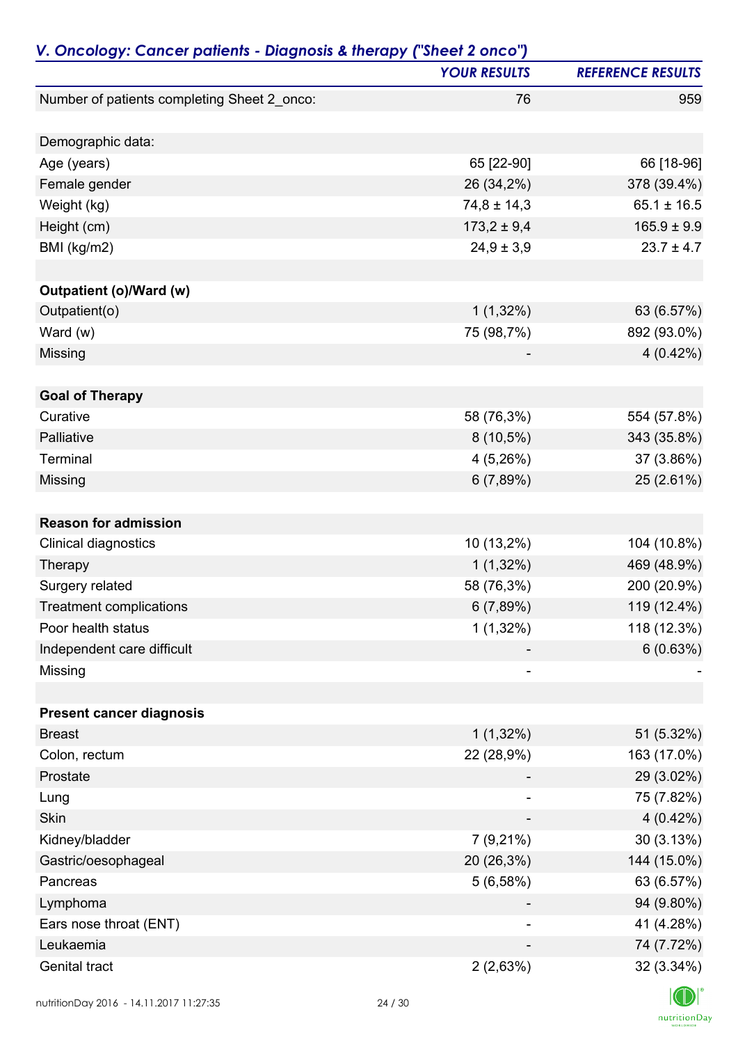## *V. Oncology: Cancer patients - Diagnosis & therapy ("Sheet 2 onco")*

| | *YOUR RESULTS* | *REFERENCE RESULTS* |
|---|---|---|
| Number of patients completing Sheet 2_onco: | 76 | 959 |
| | | |
| Demographic data: | | |
| Age (years) | 65 [22-90] | 66 [18-96] |
| Female gender | 26 (34,2%) | 378 (39.4%) |
| Weight (kg) | 74,8 ± 14,3 | 65.1 ± 16.5 |
| Height (cm) | 173,2 ± 9,4 | 165.9 ± 9.9 |
| BMI (kg/m2) | 24,9 ± 3,9 | 23.7 ± 4.7 |
| | | |
| **Outpatient (o)/Ward (w)** | | |
| Outpatient(o) | 1 (1,32%) | 63 (6.57%) |
| Ward (w) | 75 (98,7%) | 892 (93.0%) |
| Missing | - | 4 (0.42%) |
| | | |
| **Goal of Therapy** | | |
| Curative | 58 (76,3%) | 554 (57.8%) |
| Palliative | 8 (10,5%) | 343 (35.8%) |
| Terminal | 4 (5,26%) | 37 (3.86%) |
| Missing | 6 (7,89%) | 25 (2.61%) |
| | | |
| **Reason for admission** | | |
| Clinical diagnostics | 10 (13,2%) | 104 (10.8%) |
| Therapy | 1 (1,32%) | 469 (48.9%) |
| Surgery related | 58 (76,3%) | 200 (20.9%) |
| Treatment complications | 6 (7,89%) | 119 (12.4%) |
| Poor health status | 1 (1,32%) | 118 (12.3%) |
| Independent care difficult | - | 6 (0.63%) |
| Missing | - | - |
| | | |
| **Present cancer diagnosis** | | |
| Breast | 1 (1,32%) | 51 (5.32%) |
| Colon, rectum | 22 (28,9%) | 163 (17.0%) |
| Prostate | - | 29 (3.02%) |
| Lung | - | 75 (7.82%) |
| Skin | - | 4 (0.42%) |
| Kidney/bladder | 7 (9,21%) | 30 (3.13%) |
| Gastric/oesophageal | 20 (26,3%) | 144 (15.0%) |
| Pancreas | 5 (6,58%) | 63 (6.57%) |
| Lymphoma | - | 94 (9.80%) |
| Ears nose throat (ENT) | - | 41 (4.28%) |
| Leukaemia | - | 74 (7.72%) |
| Genital tract | 2 (2,63%) | 32 (3.34%) |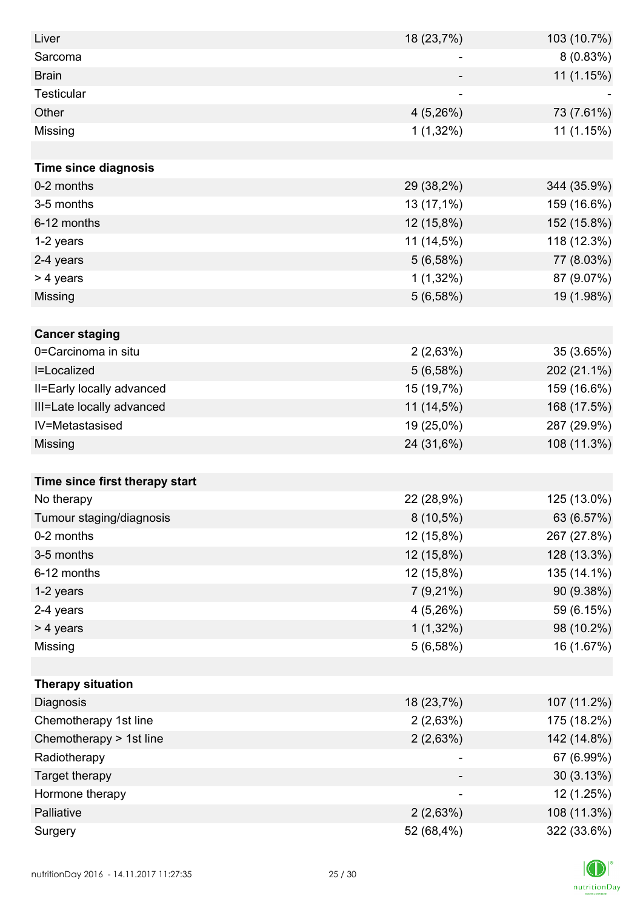| | | |
|---|---|---|
| Liver | 18 (23,7%) | 103 (10.7%) |
| Sarcoma | - | 8 (0.83%) |
| Brain | - | 11 (1.15%) |
| Testicular | - | - |
| Other | 4 (5,26%) | 73 (7.61%) |
| Missing | 1 (1,32%) | 11 (1.15%) |
| | | |
| **Time since diagnosis** | | |
| 0-2 months | 29 (38,2%) | 344 (35.9%) |
| 3-5 months | 13 (17,1%) | 159 (16.6%) |
| 6-12 months | 12 (15,8%) | 152 (15.8%) |
| 1-2 years | 11 (14,5%) | 118 (12.3%) |
| 2-4 years | 5 (6,58%) | 77 (8.03%) |
| > 4 years | 1 (1,32%) | 87 (9.07%) |
| Missing | 5 (6,58%) | 19 (1.98%) |
| | | |
| **Cancer staging** | | |
| 0=Carcinoma in situ | 2 (2,63%) | 35 (3.65%) |
| I=Localized | 5 (6,58%) | 202 (21.1%) |
| II=Early locally advanced | 15 (19,7%) | 159 (16.6%) |
| III=Late locally advanced | 11 (14,5%) | 168 (17.5%) |
| IV=Metastasised | 19 (25,0%) | 287 (29.9%) |
| Missing | 24 (31,6%) | 108 (11.3%) |
| | | |
| **Time since first therapy start** | | |
| No therapy | 22 (28,9%) | 125 (13.0%) |
| Tumour staging/diagnosis | 8 (10,5%) | 63 (6.57%) |
| 0-2 months | 12 (15,8%) | 267 (27.8%) |
| 3-5 months | 12 (15,8%) | 128 (13.3%) |
| 6-12 months | 12 (15,8%) | 135 (14.1%) |
| 1-2 years | 7 (9,21%) | 90 (9.38%) |
| 2-4 years | 4 (5,26%) | 59 (6.15%) |
| > 4 years | 1 (1,32%) | 98 (10.2%) |
| Missing | 5 (6,58%) | 16 (1.67%) |
| | | |
| **Therapy situation** | | |
| Diagnosis | 18 (23,7%) | 107 (11.2%) |
| Chemotherapy 1st line | 2 (2,63%) | 175 (18.2%) |
| Chemotherapy > 1st line | 2 (2,63%) | 142 (14.8%) |
| Radiotherapy | - | 67 (6.99%) |
| Target therapy | - | 30 (3.13%) |
| Hormone therapy | - | 12 (1.25%) |
| Palliative | 2 (2,63%) | 108 (11.3%) |
| Surgery | 52 (68,4%) | 322 (33.6%) |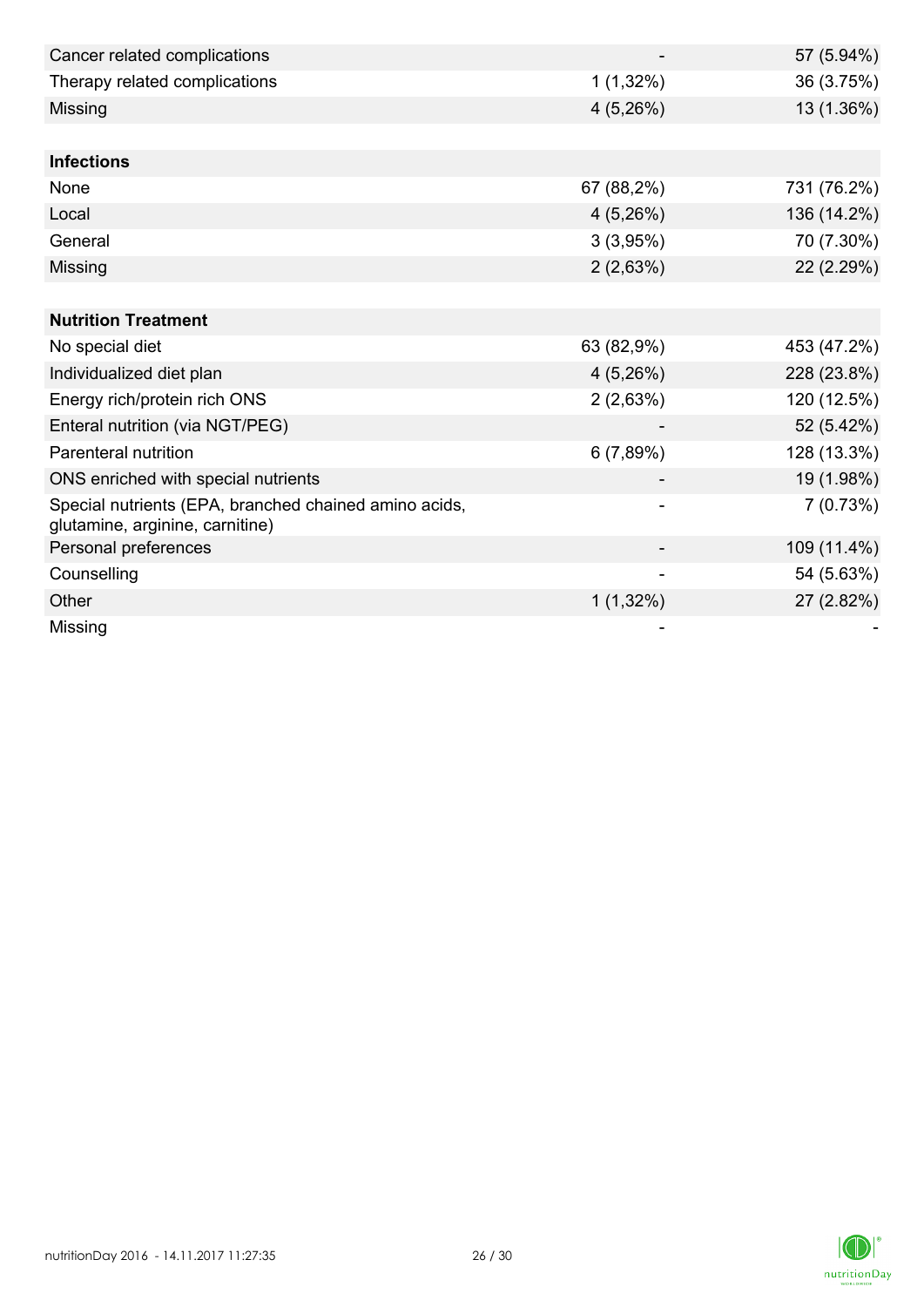| | | |
|---|---|---|
| Cancer related complications | - | 57 (5.94%) |
| Therapy related complications | 1 (1,32%) | 36 (3.75%) |
| Missing | 4 (5,26%) | 13 (1.36%) |
| | | |
| **Infections** | | |
| None | 67 (88,2%) | 731 (76.2%) |
| Local | 4 (5,26%) | 136 (14.2%) |
| General | 3 (3,95%) | 70 (7.30%) |
| Missing | 2 (2,63%) | 22 (2.29%) |
| | | |
| **Nutrition Treatment** | | |
| No special diet | 63 (82,9%) | 453 (47.2%) |
| Individualized diet plan | 4 (5,26%) | 228 (23.8%) |
| Energy rich/protein rich ONS | 2 (2,63%) | 120 (12.5%) |
| Enteral nutrition (via NGT/PEG) | - | 52 (5.42%) |
| Parenteral nutrition | 6 (7,89%) | 128 (13.3%) |
| ONS enriched with special nutrients | - | 19 (1.98%) |
| Special nutrients (EPA, branched chained amino acids, glutamine, arginine, carnitine) | - | 7 (0.73%) |
| Personal preferences | - | 109 (11.4%) |
| Counselling | - | 54 (5.63%) |
| Other | 1 (1,32%) | 27 (2.82%) |
| Missing | - | - |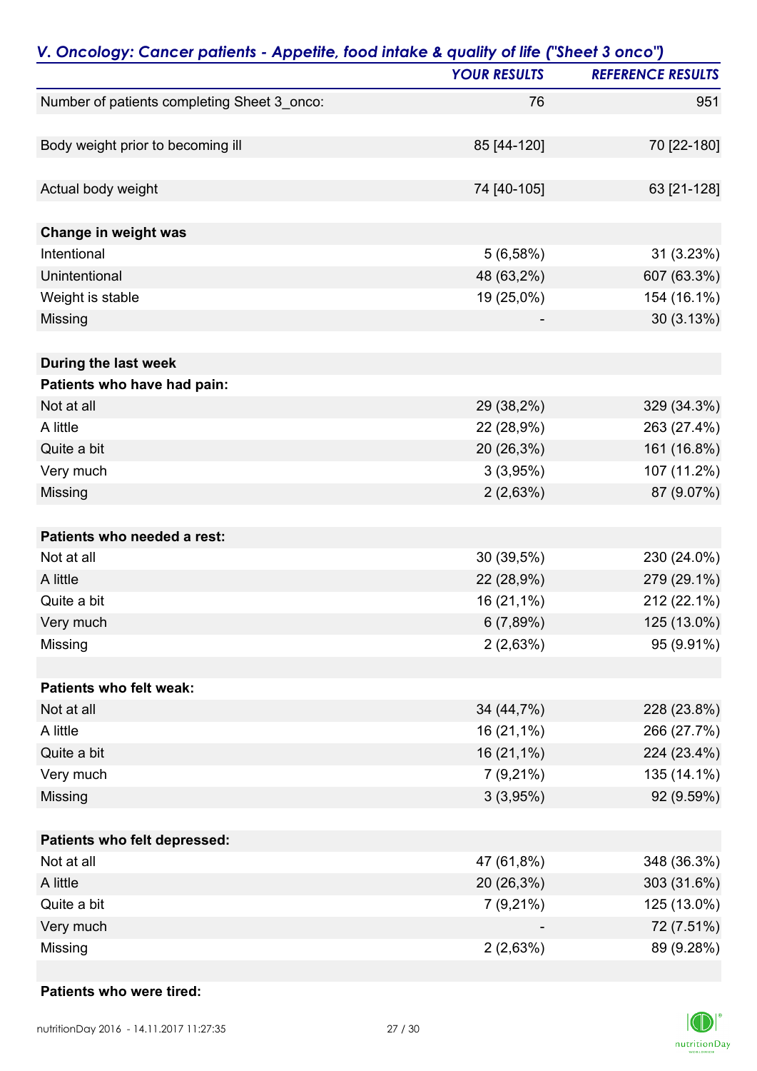## V. Oncology: Cancer patients - Appetite, food intake & quality of life ("Sheet 3 onco")

| | YOUR RESULTS | REFERENCE RESULTS |
|---|---|---|
| Number of patients completing Sheet 3_onco: | 76 | 951 |
| | | |
| Body weight prior to becoming ill | 85 [44-120] | 70 [22-180] |
| | | |
| Actual body weight | 74 [40-105] | 63 [21-128] |
| | | |
| **Change in weight was** | | |
| Intentional | 5 (6,58%) | 31 (3.23%) |
| Unintentional | 48 (63,2%) | 607 (63.3%) |
| Weight is stable | 19 (25,0%) | 154 (16.1%) |
| Missing | - | 30 (3.13%) |
| | | |
| **During the last week** | | |
| **Patients who have had pain:** | | |
| Not at all | 29 (38,2%) | 329 (34.3%) |
| A little | 22 (28,9%) | 263 (27.4%) |
| Quite a bit | 20 (26,3%) | 161 (16.8%) |
| Very much | 3 (3,95%) | 107 (11.2%) |
| Missing | 2 (2,63%) | 87 (9.07%) |
| | | |
| **Patients who needed a rest:** | | |
| Not at all | 30 (39,5%) | 230 (24.0%) |
| A little | 22 (28,9%) | 279 (29.1%) |
| Quite a bit | 16 (21,1%) | 212 (22.1%) |
| Very much | 6 (7,89%) | 125 (13.0%) |
| Missing | 2 (2,63%) | 95 (9.91%) |
| | | |
| **Patients who felt weak:** | | |
| Not at all | 34 (44,7%) | 228 (23.8%) |
| A little | 16 (21,1%) | 266 (27.7%) |
| Quite a bit | 16 (21,1%) | 224 (23.4%) |
| Very much | 7 (9,21%) | 135 (14.1%) |
| Missing | 3 (3,95%) | 92 (9.59%) |
| | | |
| **Patients who felt depressed:** | | |
| Not at all | 47 (61,8%) | 348 (36.3%) |
| A little | 20 (26,3%) | 303 (31.6%) |
| Quite a bit | 7 (9,21%) | 125 (13.0%) |
| Very much | - | 72 (7.51%) |
| Missing | 2 (2,63%) | 89 (9.28%) |
| | | |
| **Patients who were tired:** | | |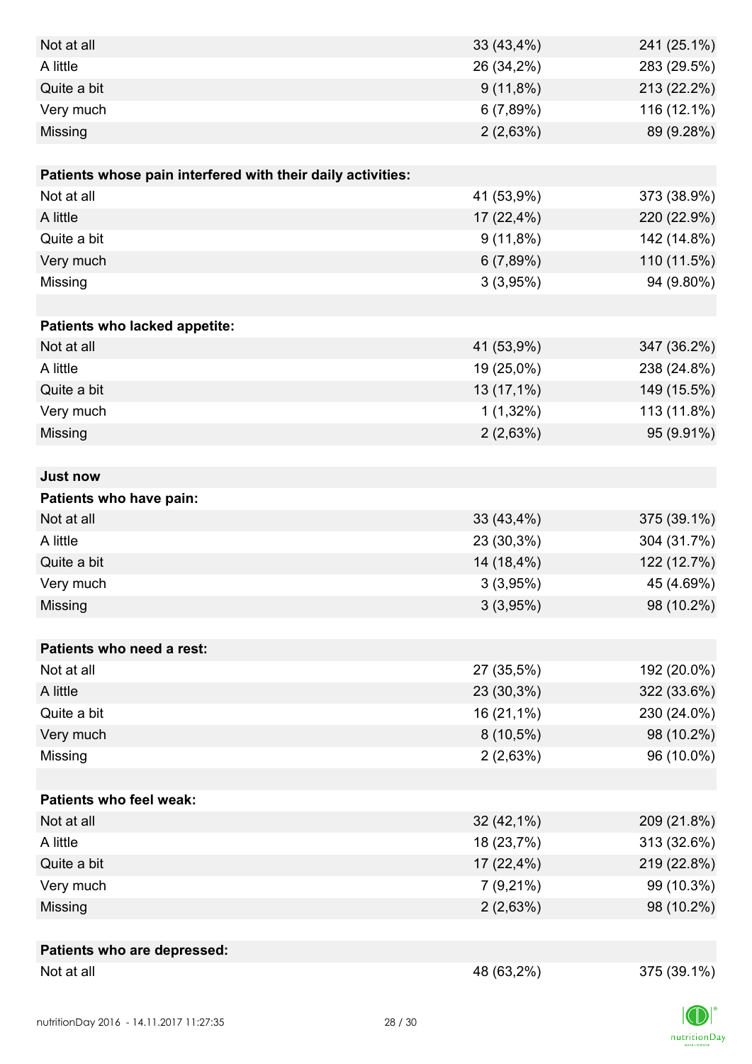| | | |
|---|---|---|
| Not at all | 33 (43,4%) | 241 (25.1%) |
| A little | 26 (34,2%) | 283 (29.5%) |
| Quite a bit | 9 (11,8%) | 213 (22.2%) |
| Very much | 6 (7,89%) | 116 (12.1%) |
| Missing | 2 (2,63%) | 89 (9.28%) |
| | | |
| **Patients whose pain interfered with their daily activities:** | | |
| Not at all | 41 (53,9%) | 373 (38.9%) |
| A little | 17 (22,4%) | 220 (22.9%) |
| Quite a bit | 9 (11,8%) | 142 (14.8%) |
| Very much | 6 (7,89%) | 110 (11.5%) |
| Missing | 3 (3,95%) | 94 (9.80%) |
| | | |
| **Patients who lacked appetite:** | | |
| Not at all | 41 (53,9%) | 347 (36.2%) |
| A little | 19 (25,0%) | 238 (24.8%) |
| Quite a bit | 13 (17,1%) | 149 (15.5%) |
| Very much | 1 (1,32%) | 113 (11.8%) |
| Missing | 2 (2,63%) | 95 (9.91%) |
| | | |
| **Just now** | | |
| **Patients who have pain:** | | |
| Not at all | 33 (43,4%) | 375 (39.1%) |
| A little | 23 (30,3%) | 304 (31.7%) |
| Quite a bit | 14 (18,4%) | 122 (12.7%) |
| Very much | 3 (3,95%) | 45 (4.69%) |
| Missing | 3 (3,95%) | 98 (10.2%) |
| | | |
| **Patients who need a rest:** | | |
| Not at all | 27 (35,5%) | 192 (20.0%) |
| A little | 23 (30,3%) | 322 (33.6%) |
| Quite a bit | 16 (21,1%) | 230 (24.0%) |
| Very much | 8 (10,5%) | 98 (10.2%) |
| Missing | 2 (2,63%) | 96 (10.0%) |
| | | |
| **Patients who feel weak:** | | |
| Not at all | 32 (42,1%) | 209 (21.8%) |
| A little | 18 (23,7%) | 313 (32.6%) |
| Quite a bit | 17 (22,4%) | 219 (22.8%) |
| Very much | 7 (9,21%) | 99 (10.3%) |
| Missing | 2 (2,63%) | 98 (10.2%) |
| | | |
| **Patients who are depressed:** | | |
| Not at all | 48 (63,2%) | 375 (39.1%) |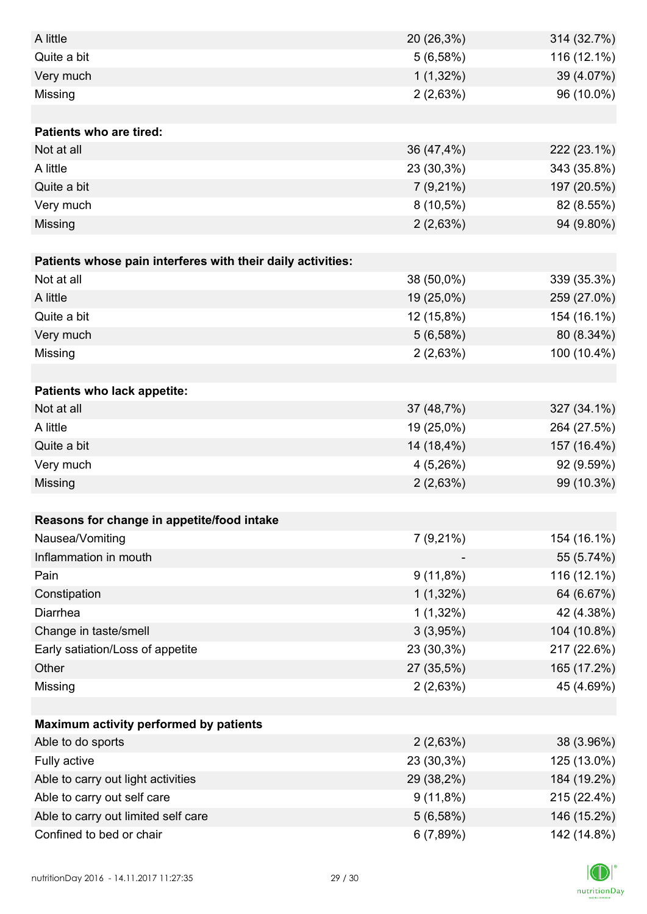| | | |
|---|---|---|
| A little | 20 (26,3%) | 314 (32.7%) |
| Quite a bit | 5 (6,58%) | 116 (12.1%) |
| Very much | 1 (1,32%) | 39 (4.07%) |
| Missing | 2 (2,63%) | 96 (10.0%) |
| | | |
| **Patients who are tired:** | | |
| Not at all | 36 (47,4%) | 222 (23.1%) |
| A little | 23 (30,3%) | 343 (35.8%) |
| Quite a bit | 7 (9,21%) | 197 (20.5%) |
| Very much | 8 (10,5%) | 82 (8.55%) |
| Missing | 2 (2,63%) | 94 (9.80%) |
| | | |
| **Patients whose pain interferes with their daily activities:** | | |
| Not at all | 38 (50,0%) | 339 (35.3%) |
| A little | 19 (25,0%) | 259 (27.0%) |
| Quite a bit | 12 (15,8%) | 154 (16.1%) |
| Very much | 5 (6,58%) | 80 (8.34%) |
| Missing | 2 (2,63%) | 100 (10.4%) |
| | | |
| **Patients who lack appetite:** | | |
| Not at all | 37 (48,7%) | 327 (34.1%) |
| A little | 19 (25,0%) | 264 (27.5%) |
| Quite a bit | 14 (18,4%) | 157 (16.4%) |
| Very much | 4 (5,26%) | 92 (9.59%) |
| Missing | 2 (2,63%) | 99 (10.3%) |
| | | |
| **Reasons for change in appetite/food intake** | | |
| Nausea/Vomiting | 7 (9,21%) | 154 (16.1%) |
| Inflammation in mouth | - | 55 (5.74%) |
| Pain | 9 (11,8%) | 116 (12.1%) |
| Constipation | 1 (1,32%) | 64 (6.67%) |
| Diarrhea | 1 (1,32%) | 42 (4.38%) |
| Change in taste/smell | 3 (3,95%) | 104 (10.8%) |
| Early satiation/Loss of appetite | 23 (30,3%) | 217 (22.6%) |
| Other | 27 (35,5%) | 165 (17.2%) |
| Missing | 2 (2,63%) | 45 (4.69%) |
| | | |
| **Maximum activity performed by patients** | | |
| Able to do sports | 2 (2,63%) | 38 (3.96%) |
| Fully active | 23 (30,3%) | 125 (13.0%) |
| Able to carry out light activities | 29 (38,2%) | 184 (19.2%) |
| Able to carry out self care | 9 (11,8%) | 215 (22.4%) |
| Able to carry out limited self care | 5 (6,58%) | 146 (15.2%) |
| Confined to bed or chair | 6 (7,89%) | 142 (14.8%) |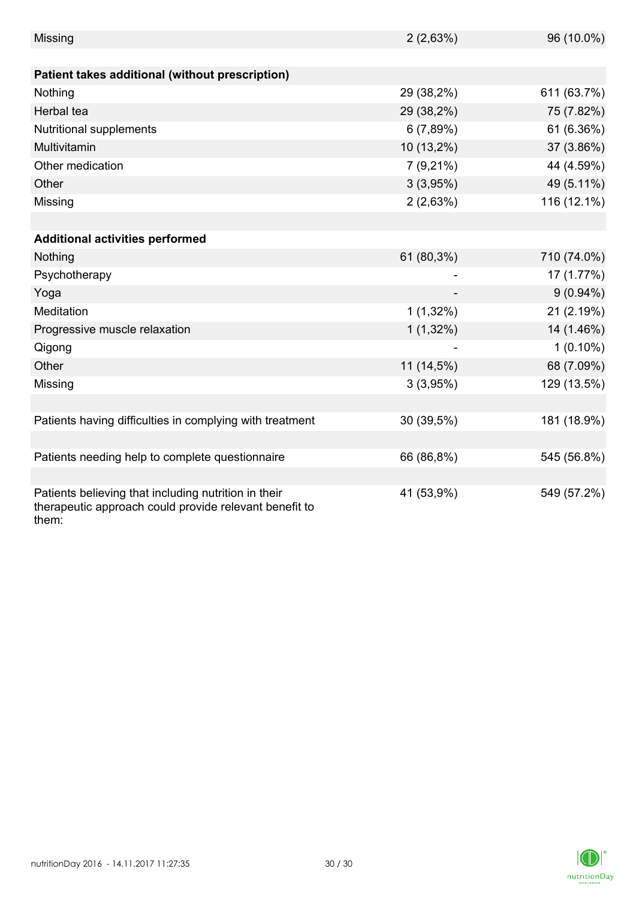| | | |
|---|---|---|
| Missing | 2 (2,63%) | 96 (10.0%) |
| | | |
| **Patient takes additional (without prescription)** | | |
| Nothing | 29 (38,2%) | 611 (63.7%) |
| Herbal tea | 29 (38,2%) | 75 (7.82%) |
| Nutritional supplements | 6 (7,89%) | 61 (6.36%) |
| Multivitamin | 10 (13,2%) | 37 (3.86%) |
| Other medication | 7 (9,21%) | 44 (4.59%) |
| Other | 3 (3,95%) | 49 (5.11%) |
| Missing | 2 (2,63%) | 116 (12.1%) |
| | | |
| **Additional activities performed** | | |
| Nothing | 61 (80,3%) | 710 (74.0%) |
| Psychotherapy | - | 17 (1.77%) |
| Yoga | - | 9 (0.94%) |
| Meditation | 1 (1,32%) | 21 (2.19%) |
| Progressive muscle relaxation | 1 (1,32%) | 14 (1.46%) |
| Qigong | - | 1 (0.10%) |
| Other | 11 (14,5%) | 68 (7.09%) |
| Missing | 3 (3,95%) | 129 (13.5%) |
| | | |
| Patients having difficulties in complying with treatment | 30 (39,5%) | 181 (18.9%) |
| | | |
| Patients needing help to complete questionnaire | 66 (86,8%) | 545 (56.8%) |
| | | |
| Patients believing that including nutrition in their therapeutic approach could provide relevant benefit to them: | 41 (53,9%) | 549 (57.2%) |